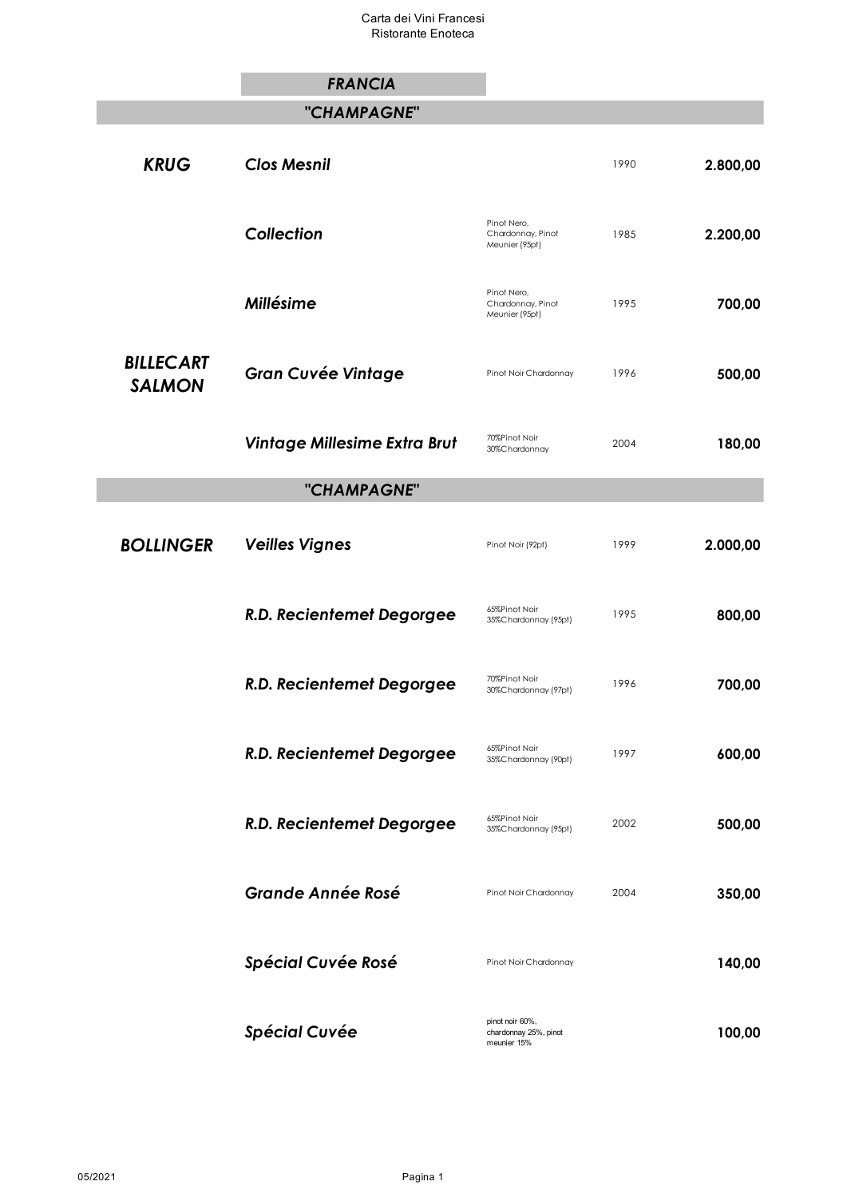Carta dei Vini Francesi
Ristorante Enoteca

## FRANCIA

### "CHAMPAGNE"

| Produttore | Vino | Uvaggio | Annata | Prezzo |
|---|---|---|---|---|
| ***KRUG*** | ***Clos Mesnil*** | | 1990 | **2.800,00** |
| | ***Collection*** | Pinot Nero, Chardonnay, Pinot Meunier (95pt) | 1985 | **2.200,00** |
| | ***Millésime*** | Pinot Nero, Chardonnay, Pinot Meunier (95pt) | 1995 | **700,00** |
| ***BILLECART SALMON*** | ***Gran Cuvée Vintage*** | Pinot Noir Chardonnay | 1996 | **500,00** |
| | ***Vintage Millesime Extra Brut*** | 70%Pinot Noir 30%Chardonnay | 2004 | **180,00** |

### "CHAMPAGNE"

| Produttore | Vino | Uvaggio | Annata | Prezzo |
|---|---|---|---|---|
| ***BOLLINGER*** | ***Veilles Vignes*** | Pinot Noir (92pt) | 1999 | **2.000,00** |
| | ***R.D. Recientemet Degorgee*** | 65%Pinot Noir 35%Chardonnay (95pt) | 1995 | **800,00** |
| | ***R.D. Recientemet Degorgee*** | 70%Pinot Noir 30%Chardonnay (97pt) | 1996 | **700,00** |
| | ***R.D. Recientemet Degorgee*** | 65%Pinot Noir 35%Chardonnay (90pt) | 1997 | **600,00** |
| | ***R.D. Recientemet Degorgee*** | 65%Pinot Noir 35%Chardonnay (95pt) | 2002 | **500,00** |
| | ***Grande Année Rosé*** | Pinot Noir Chardonnay | 2004 | **350,00** |
| | ***Spécial Cuvée Rosé*** | Pinot Noir Chardonnay | | **140,00** |
| | ***Spécial Cuvée*** | pinot noir 60%, chardonnay 25%, pinot meunier 15% | | **100,00** |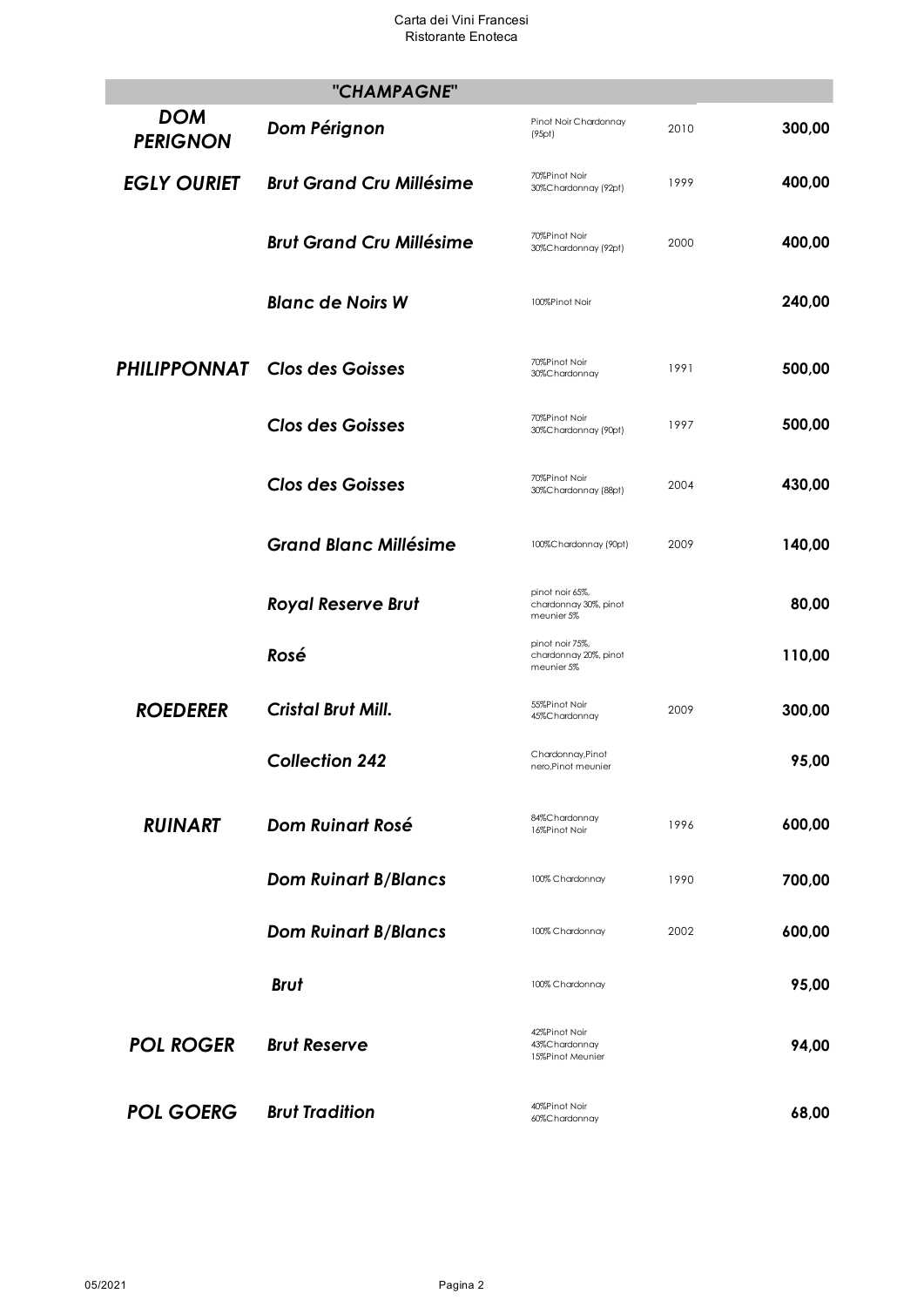## "CHAMPAGNE"

| | | | | |
|---|---|---|---|---|
| ***DOM PERIGNON*** | ***Dom Pérignon*** | Pinot Noir Chardonnay (95pt) | 2010 | **300,00** |
| ***EGLY OURIET*** | ***Brut Grand Cru Millésime*** | 70%Pinot Noir 30%Chardonnay (92pt) | 1999 | **400,00** |
| | ***Brut Grand Cru Millésime*** | 70%Pinot Noir 30%Chardonnay (92pt) | 2000 | **400,00** |
| | ***Blanc de Noirs W*** | 100%Pinot Noir | | **240,00** |
| ***PHILIPPONNAT*** | ***Clos des Goisses*** | 70%Pinot Noir 30%Chardonnay | 1991 | **500,00** |
| | ***Clos des Goisses*** | 70%Pinot Noir 30%Chardonnay (90pt) | 1997 | **500,00** |
| | ***Clos des Goisses*** | 70%Pinot Noir 30%Chardonnay (88pt) | 2004 | **430,00** |
| | ***Grand Blanc Millésime*** | 100%Chardonnay (90pt) | 2009 | **140,00** |
| | ***Royal Reserve Brut*** | pinot noir 65%, chardonnay 30%, pinot meunier 5% | | **80,00** |
| | ***Rosé*** | pinot noir 75%, chardonnay 20%, pinot meunier 5% | | **110,00** |
| ***ROEDERER*** | ***Cristal Brut Mill.*** | 55%Pinot Noir 45%Chardonnay | 2009 | **300,00** |
| | ***Collection 242*** | Chardonnay,Pinot nero,Pinot meunier | | **95,00** |
| ***RUINART*** | ***Dom Ruinart Rosé*** | 84%Chardonnay 16%Pinot Noir | 1996 | **600,00** |
| | ***Dom Ruinart B/Blancs*** | 100% Chardonnay | 1990 | **700,00** |
| | ***Dom Ruinart B/Blancs*** | 100% Chardonnay | 2002 | **600,00** |
| | ***Brut*** | 100% Chardonnay | | **95,00** |
| ***POL ROGER*** | ***Brut Reserve*** | 42%Pinot Noir 43%Chardonnay 15%Pinot Meunier | | **94,00** |
| ***POL GOERG*** | ***Brut Tradition*** | 40%Pinot Noir 60%Chardonnay | | **68,00** |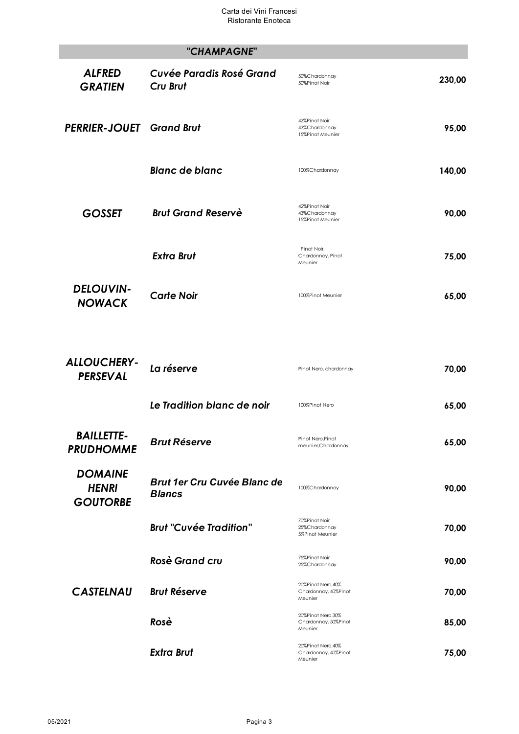## "CHAMPAGNE"

| Produttore | Vino | Uvaggio | Prezzo |
|---|---|---|---|
| ***ALFRED GRATIEN*** | ***Cuvée Paradis Rosé Grand Cru Brut*** | 50%Chardonnay 50%Pinot Noir | **230,00** |
| ***PERRIER-JOUET*** | ***Grand Brut*** | 42%Pinot Noir 43%Chardonnay 15%Pinot Meunier | **95,00** |
| | ***Blanc de blanc*** | 100%Chardonnay | **140,00** |
| ***GOSSET*** | ***Brut Grand Reservè*** | 42%Pinot Noir 43%Chardonnay 15%Pinot Meunier | **90,00** |
| | ***Extra Brut*** | Pinot Noir, Chardonnay, Pinot Meunier | **75,00** |
| ***DELOUVIN-NOWACK*** | ***Carte Noir*** | 100%Pinot Meunier | **65,00** |
| ***ALLOUCHERY-PERSEVAL*** | ***La réserve*** | Pinot Nero, chardonnay | **70,00** |
| | ***Le Tradition blanc de noir*** | 100%Pinot Nero | **65,00** |
| ***BAILLETTE-PRUDHOMME*** | ***Brut Réserve*** | Pinot Nero,Pinot meunier,Chardonnay | **65,00** |
| ***DOMAINE HENRI GOUTORBE*** | ***Brut 1er Cru Cuvée Blanc de Blancs*** | 100%Chardonnay | **90,00** |
| | ***Brut "Cuvée Tradition"*** | 70%Pinot Noir 25%Chardonnay 5%Pinot Meunier | **70,00** |
| | ***Rosè Grand cru*** | 75%Pinot Noir 25%Chardonnay | **90,00** |
| ***CASTELNAU*** | ***Brut Réserve*** | 20%Pinot Nero,40% Chardonnay, 40%Pinot Meunier | **70,00** |
| | ***Rosè*** | 20%Pinot Nero,30% Chardonnay, 50%Pinot Meunier | **85,00** |
| | ***Extra Brut*** | 20%Pinot Nero,40% Chardonnay, 40%Pinot Meunier | **75,00** |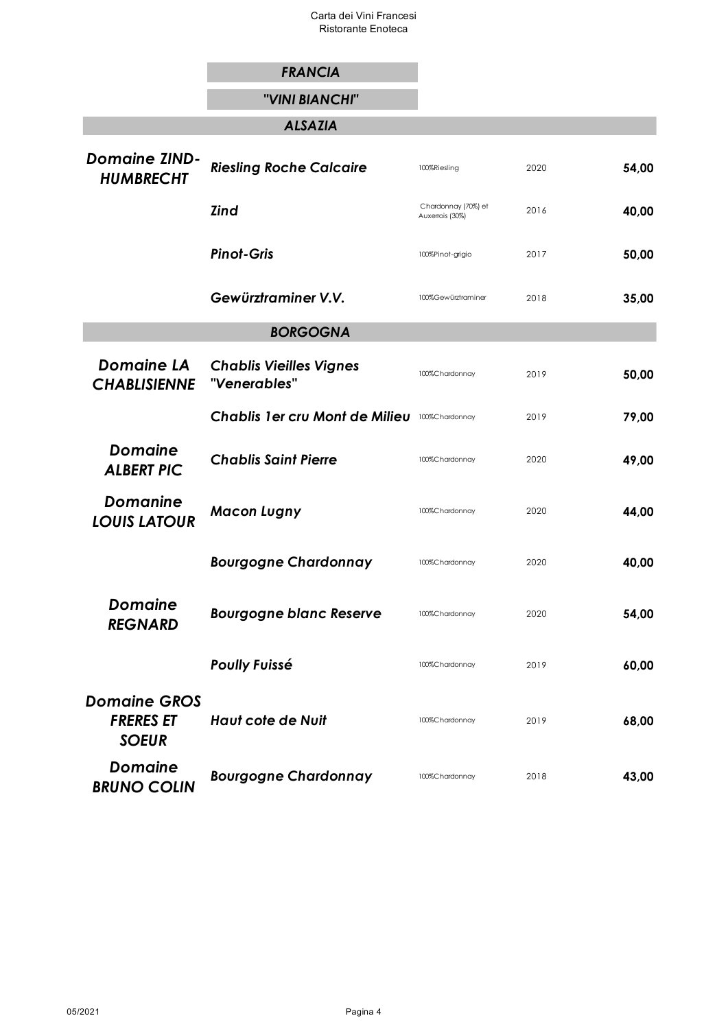## FRANCIA

### "VINI BIANCHI"

### ALSAZIA

| | | | | |
|---|---|---|---|---|
| ***Domaine ZIND-HUMBRECHT*** | ***Riesling Roche Calcaire*** | 100%Riesling | 2020 | **54,00** |
| | ***Zind*** | Chardonnay (70%) et Auxerrois (30%) | 2016 | **40,00** |
| | ***Pinot-Gris*** | 100%Pinot-grigio | 2017 | **50,00** |
| | ***Gewürztraminer V.V.*** | 100%Gewürztraminer | 2018 | **35,00** |

### BORGOGNA

| | | | | |
|---|---|---|---|---|
| ***Domaine LA CHABLISIENNE*** | ***Chablis Vieilles Vignes "Venerables"*** | 100%Chardonnay | 2019 | **50,00** |
| | ***Chablis 1er cru Mont de Milieu*** | 100%Chardonnay | 2019 | **79,00** |
| ***Domaine ALBERT PIC*** | ***Chablis Saint Pierre*** | 100%Chardonnay | 2020 | **49,00** |
| ***Domanine LOUIS LATOUR*** | ***Macon Lugny*** | 100%Chardonnay | 2020 | **44,00** |
| | ***Bourgogne Chardonnay*** | 100%Chardonnay | 2020 | **40,00** |
| ***Domaine REGNARD*** | ***Bourgogne blanc Reserve*** | 100%Chardonnay | 2020 | **54,00** |
| | ***Poully Fuissé*** | 100%Chardonnay | 2019 | **60,00** |
| ***Domaine GROS FRERES ET SOEUR*** | ***Haut cote de Nuit*** | 100%Chardonnay | 2019 | **68,00** |
| ***Domaine BRUNO COLIN*** | ***Bourgogne Chardonnay*** | 100%Chardonnay | 2018 | **43,00** |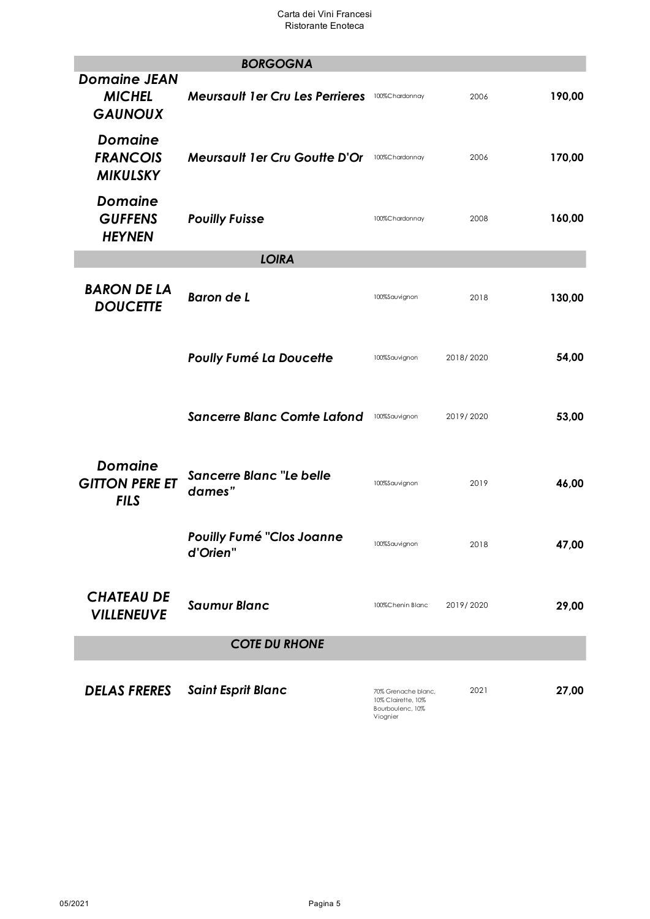| | BORGOGNA | | | |
|---|---|---|---|---|
| ***Domaine JEAN MICHEL GAUNOUX*** | ***Meursault 1er Cru Les Perrieres*** | 100%Chardonnay | 2006 | **190,00** |
| ***Domaine FRANCOIS MIKULSKY*** | ***Meursault 1er Cru Goutte D'Or*** | 100%Chardonnay | 2006 | **170,00** |
| ***Domaine GUFFENS HEYNEN*** | ***Pouilly Fuisse*** | 100%Chardonnay | 2008 | **160,00** |
| | **LOIRA** | | | |
| ***BARON DE LA DOUCETTE*** | ***Baron de L*** | 100%Sauvignon | 2018 | **130,00** |
| | ***Poully Fumé La Doucette*** | 100%Sauvignon | 2018/ 2020 | **54,00** |
| | ***Sancerre Blanc Comte Lafond*** | 100%Sauvignon | 2019/ 2020 | **53,00** |
| ***Domaine GITTON PERE ET FILS*** | ***Sancerre Blanc "Le belle dames"*** | 100%Sauvignon | 2019 | **46,00** |
| | ***Pouilly Fumé "Clos Joanne d'Orien"*** | 100%Sauvignon | 2018 | **47,00** |
| ***CHATEAU DE VILLENEUVE*** | ***Saumur Blanc*** | 100%Chenin Blanc | 2019/ 2020 | **29,00** |
| | **COTE DU RHONE** | | | |
| ***DELAS FRERES*** | ***Saint Esprit Blanc*** | 70% Grenache blanc, 10% Clairette, 10% Bourboulenc, 10% Viognier | 2021 | **27,00** |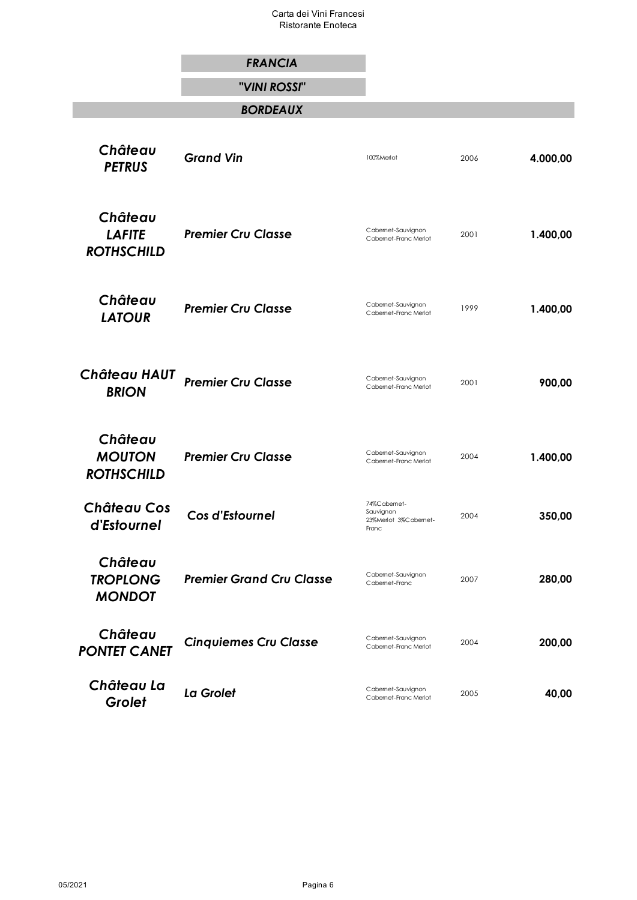# FRANCIA

## "VINI ROSSI"

### BORDEAUX

| | | | | |
|---|---|---|---|---|
| ***Château PETRUS*** | ***Grand Vin*** | 100%Merlot | 2006 | **4.000,00** |
| ***Château LAFITE ROTHSCHILD*** | ***Premier Cru Classe*** | Cabernet-Sauvignon Cabernet-Franc Merlot | 2001 | **1.400,00** |
| ***Château LATOUR*** | ***Premier Cru Classe*** | Cabernet-Sauvignon Cabernet-Franc Merlot | 1999 | **1.400,00** |
| ***Château HAUT BRION*** | ***Premier Cru Classe*** | Cabernet-Sauvignon Cabernet-Franc Merlot | 2001 | **900,00** |
| ***Château MOUTON ROTHSCHILD*** | ***Premier Cru Classe*** | Cabernet-Sauvignon Cabernet-Franc Merlot | 2004 | **1.400,00** |
| ***Château Cos d'Estournel*** | ***Cos d'Estournel*** | 74%Cabernet-Sauvignon 23%Merlot 3%Cabernet-Franc | 2004 | **350,00** |
| ***Château TROPLONG MONDOT*** | ***Premier Grand Cru Classe*** | Cabernet-Sauvignon Cabernet-Franc | 2007 | **280,00** |
| ***Château PONTET CANET*** | ***Cinquiemes Cru Classe*** | Cabernet-Sauvignon Cabernet-Franc Merlot | 2004 | **200,00** |
| ***Château La Grolet*** | ***La Grolet*** | Cabernet-Sauvignon Cabernet-Franc Merlot | 2005 | **40,00** |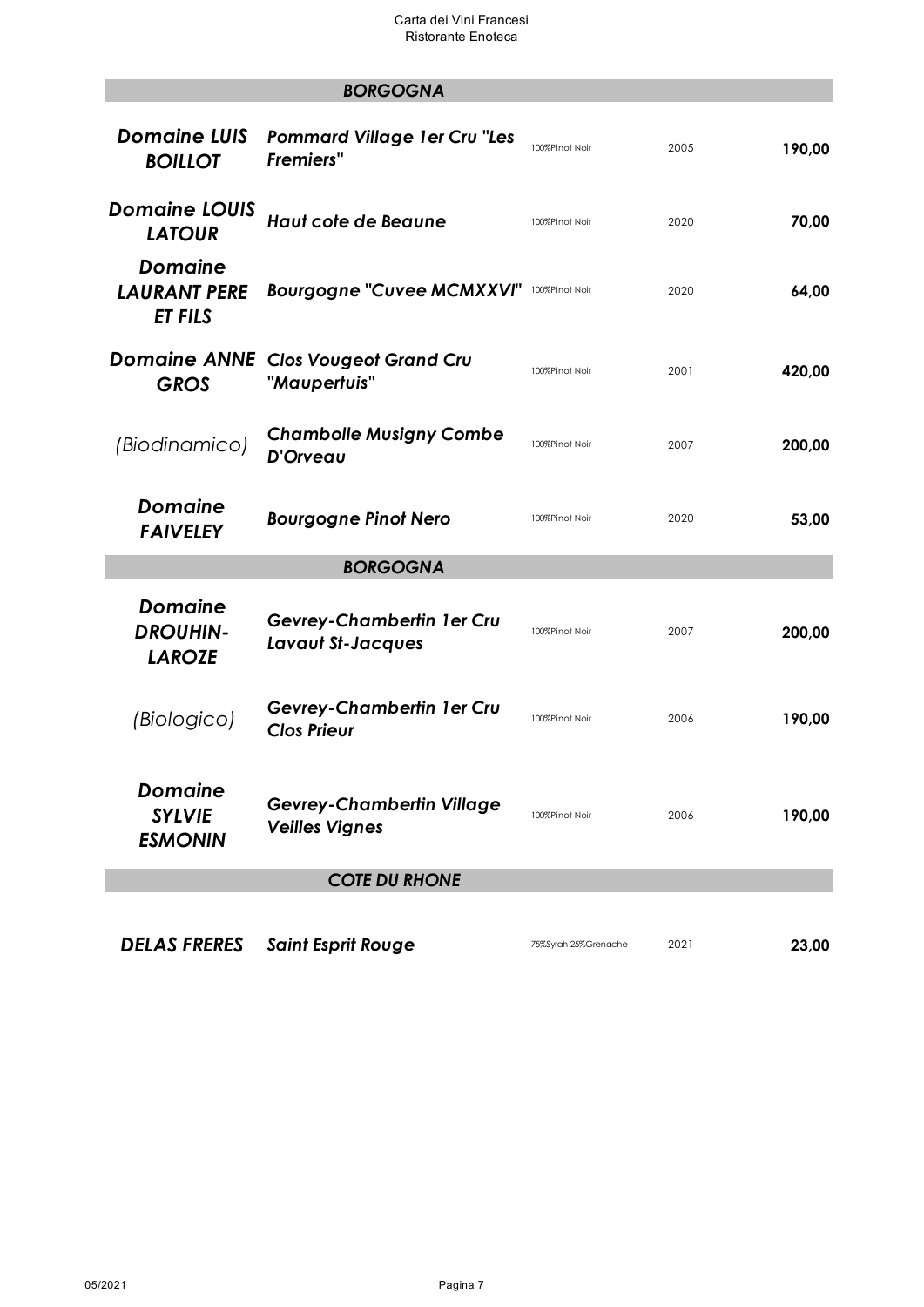## BORGOGNA

| Produttore | Vino | Uvaggio | Annata | Prezzo |
|---|---|---|---|---|
| ***Domaine LUIS BOILLOT*** | ***Pommard Village 1er Cru "Les Fremiers"*** | 100%Pinot Noir | 2005 | **190,00** |
| ***Domaine LOUIS LATOUR*** | ***Haut cote de Beaune*** | 100%Pinot Noir | 2020 | **70,00** |
| ***Domaine LAURANT PERE ET FILS*** | ***Bourgogne "Cuvee MCMXXVI"*** | 100%Pinot Noir | 2020 | **64,00** |
| ***Domaine ANNE GROS*** | ***Clos Vougeot Grand Cru "Maupertuis"*** | 100%Pinot Noir | 2001 | **420,00** |
| *(Biodinamico)* | ***Chambolle Musigny Combe D'Orveau*** | 100%Pinot Noir | 2007 | **200,00** |
| ***Domaine FAIVELEY*** | ***Bourgogne Pinot Nero*** | 100%Pinot Noir | 2020 | **53,00** |

## BORGOGNA

| Produttore | Vino | Uvaggio | Annata | Prezzo |
|---|---|---|---|---|
| ***Domaine DROUHIN-LAROZE*** | ***Gevrey-Chambertin 1er Cru Lavaut St-Jacques*** | 100%Pinot Noir | 2007 | **200,00** |
| *(Biologico)* | ***Gevrey-Chambertin 1er Cru Clos Prieur*** | 100%Pinot Noir | 2006 | **190,00** |
| ***Domaine SYLVIE ESMONIN*** | ***Gevrey-Chambertin Village Veilles Vignes*** | 100%Pinot Noir | 2006 | **190,00** |

## COTE DU RHONE

| Produttore | Vino | Uvaggio | Annata | Prezzo |
|---|---|---|---|---|
| ***DELAS FRERES*** | ***Saint Esprit Rouge*** | 75%Syrah 25%Grenache | 2021 | **23,00** |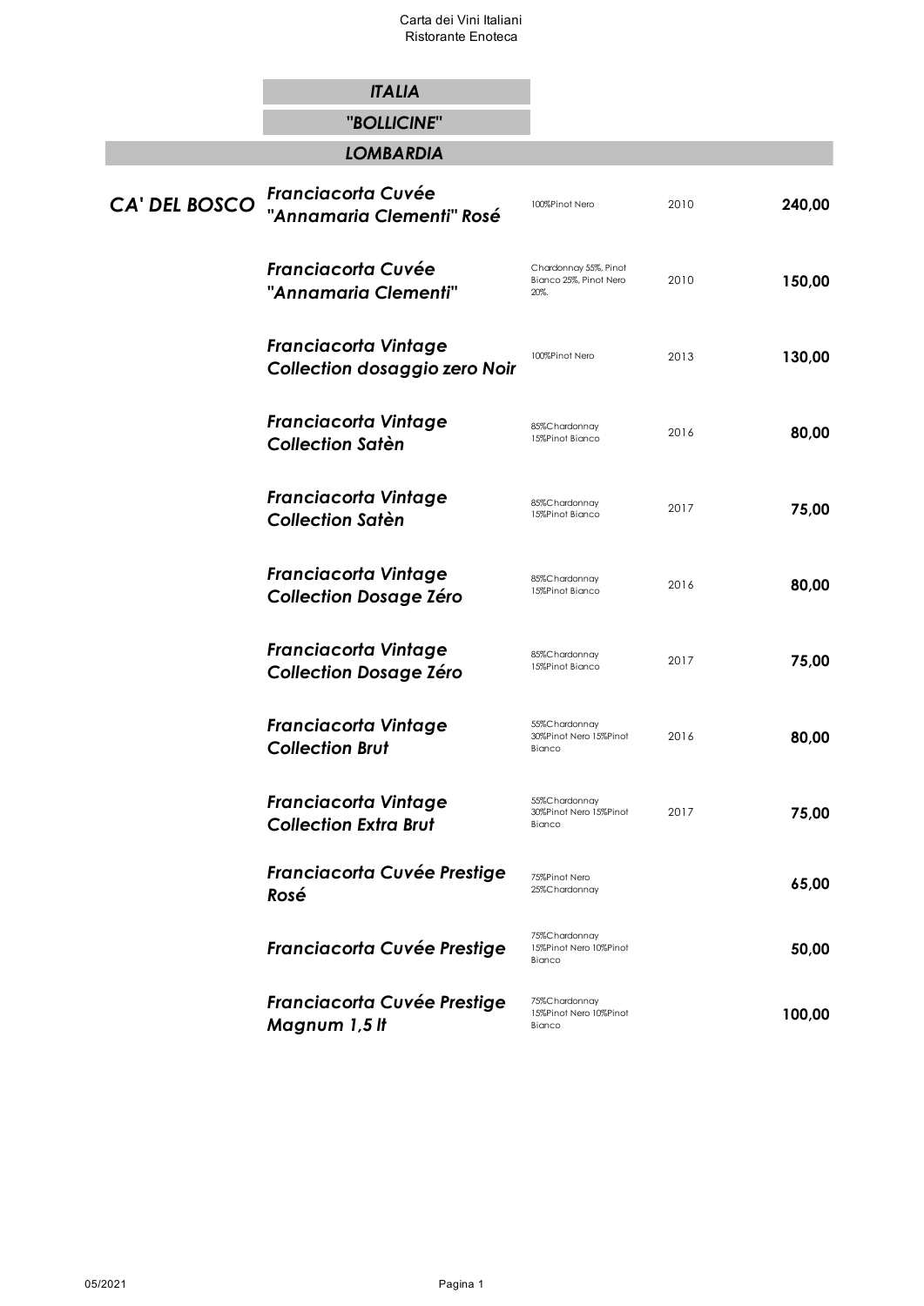Carta dei Vini Italiani
Ristorante Enoteca

## *ITALIA*

## *"BOLLICINE"*

### *LOMBARDIA*

| Produttore | Vino | Uvaggio | Annata | Prezzo |
|---|---|---|---|---|
| ***CA' DEL BOSCO*** | ***Franciacorta Cuvée "Annamaria Clementi" Rosé*** | 100%Pinot Nero | 2010 | **240,00** |
| | ***Franciacorta Cuvée "Annamaria Clementi"*** | Chardonnay 55%, Pinot Bianco 25%, Pinot Nero 20%. | 2010 | **150,00** |
| | ***Franciacorta Vintage Collection dosaggio zero Noir*** | 100%Pinot Nero | 2013 | **130,00** |
| | ***Franciacorta Vintage Collection Satèn*** | 85%Chardonnay 15%Pinot Bianco | 2016 | **80,00** |
| | ***Franciacorta Vintage Collection Satèn*** | 85%Chardonnay 15%Pinot Bianco | 2017 | **75,00** |
| | ***Franciacorta Vintage Collection Dosage Zéro*** | 85%Chardonnay 15%Pinot Bianco | 2016 | **80,00** |
| | ***Franciacorta Vintage Collection Dosage Zéro*** | 85%Chardonnay 15%Pinot Bianco | 2017 | **75,00** |
| | ***Franciacorta Vintage Collection Brut*** | 55%Chardonnay 30%Pinot Nero 15%Pinot Bianco | 2016 | **80,00** |
| | ***Franciacorta Vintage Collection Extra Brut*** | 55%Chardonnay 30%Pinot Nero 15%Pinot Bianco | 2017 | **75,00** |
| | ***Franciacorta Cuvée Prestige Rosé*** | 75%Pinot Nero 25%Chardonnay | | **65,00** |
| | ***Franciacorta Cuvée Prestige*** | 75%Chardonnay 15%Pinot Nero 10%Pinot Bianco | | **50,00** |
| | ***Franciacorta Cuvée Prestige Magnum 1,5 lt*** | 75%Chardonnay 15%Pinot Nero 10%Pinot Bianco | | **100,00** |

05/2021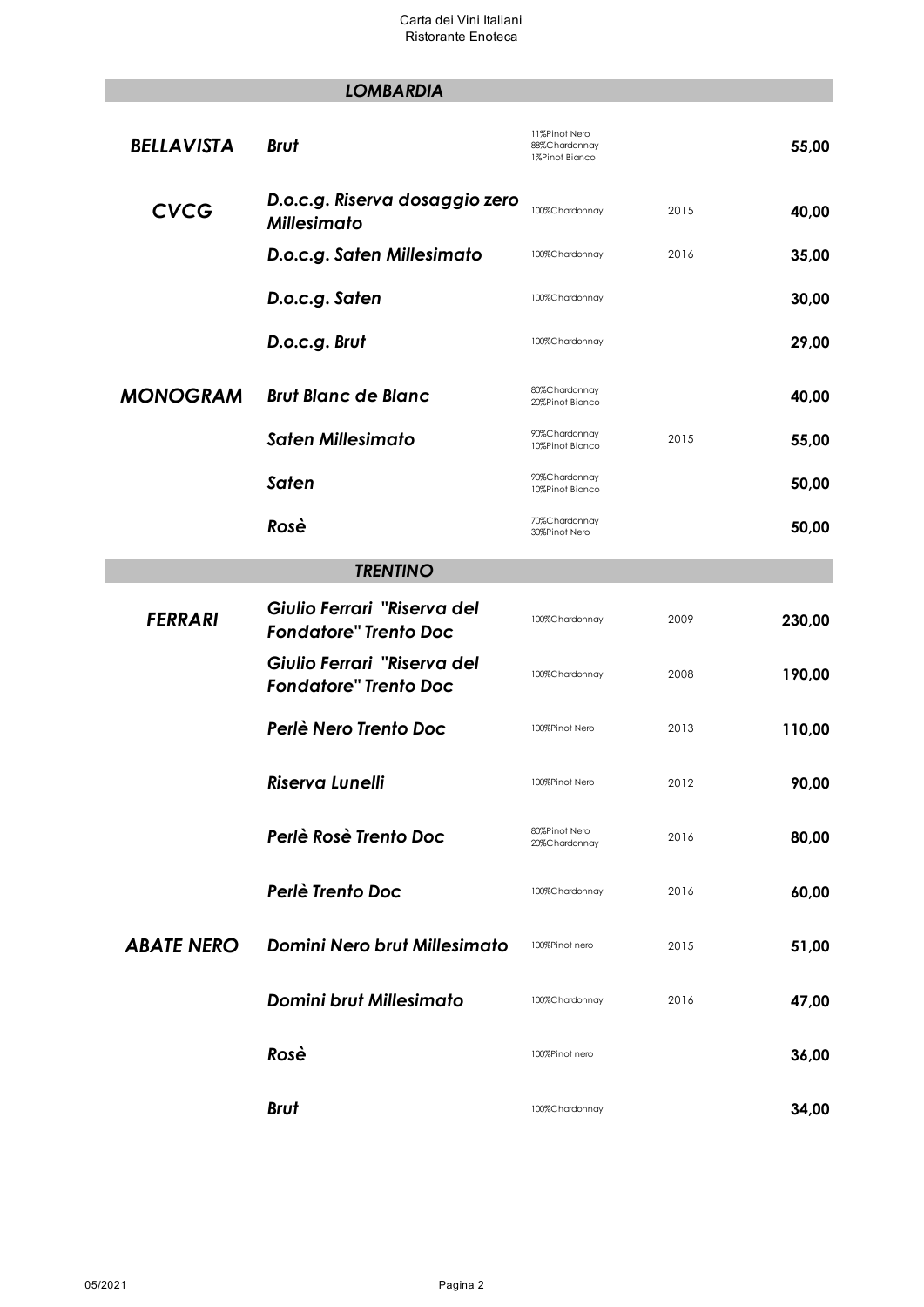| Produttore | Vino | Uvaggio | Annata | Prezzo |
|---|---|---|---|---|
| ***LOMBARDIA*** | | | | |
| ***BELLAVISTA*** | ***Brut*** | 11%Pinot Nero 88%Chardonnay 1%Pinot Bianco | | **55,00** |
| ***CVCG*** | ***D.o.c.g. Riserva dosaggio zero Millesimato*** | 100%Chardonnay | 2015 | **40,00** |
| | ***D.o.c.g. Saten Millesimato*** | 100%Chardonnay | 2016 | **35,00** |
| | ***D.o.c.g. Saten*** | 100%Chardonnay | | **30,00** |
| | ***D.o.c.g. Brut*** | 100%Chardonnay | | **29,00** |
| ***MONOGRAM*** | ***Brut Blanc de Blanc*** | 80%Chardonnay 20%Pinot Bianco | | **40,00** |
| | ***Saten Millesimato*** | 90%Chardonnay 10%Pinot Bianco | 2015 | **55,00** |
| | ***Saten*** | 90%Chardonnay 10%Pinot Bianco | | **50,00** |
| | ***Rosè*** | 70%Chardonnay 30%Pinot Nero | | **50,00** |
| ***TRENTINO*** | | | | |
| ***FERRARI*** | ***Giulio Ferrari "Riserva del Fondatore" Trento Doc*** | 100%Chardonnay | 2009 | **230,00** |
| | ***Giulio Ferrari "Riserva del Fondatore" Trento Doc*** | 100%Chardonnay | 2008 | **190,00** |
| | ***Perlè Nero Trento Doc*** | 100%Pinot Nero | 2013 | **110,00** |
| | ***Riserva Lunelli*** | 100%Pinot Nero | 2012 | **90,00** |
| | ***Perlè Rosè Trento Doc*** | 80%Pinot Nero 20%Chardonnay | 2016 | **80,00** |
| | ***Perlè Trento Doc*** | 100%Chardonnay | 2016 | **60,00** |
| ***ABATE NERO*** | ***Domini Nero brut Millesimato*** | 100%Pinot nero | 2015 | **51,00** |
| | ***Domini brut Millesimato*** | 100%Chardonnay | 2016 | **47,00** |
| | ***Rosè*** | 100%Pinot nero | | **36,00** |
| | ***Brut*** | 100%Chardonnay | | **34,00** |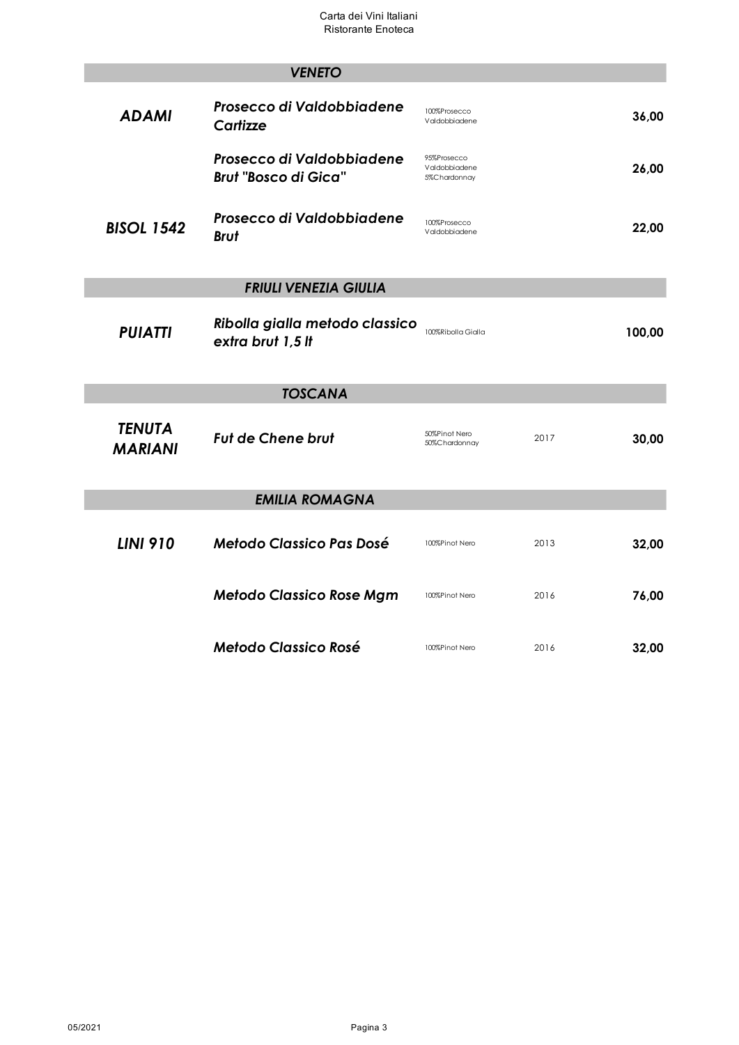| Produttore | Vino | Uvaggio | Annata | Prezzo |
|---|---|---|---|---|
| **VENETO** | | | | |
| ***ADAMI*** | ***Prosecco di Valdobbiadene Cartizze*** | 100%Prosecco Valdobbiadene | | **36,00** |
| | ***Prosecco di Valdobbiadene Brut "Bosco di Gica"*** | 95%Prosecco Valdobbiadene 5%Chardonnay | | **26,00** |
| ***BISOL 1542*** | ***Prosecco di Valdobbiadene Brut*** | 100%Prosecco Valdobbiadene | | **22,00** |
| **FRIULI VENEZIA GIULIA** | | | | |
| ***PUIATTI*** | ***Ribolla gialla metodo classico extra brut 1,5 lt*** | 100%Ribolla Gialla | | **100,00** |
| **TOSCANA** | | | | |
| ***TENUTA MARIANI*** | ***Fut de Chene brut*** | 50%Pinot Nero 50%Chardonnay | 2017 | **30,00** |
| **EMILIA ROMAGNA** | | | | |
| ***LINI 910*** | ***Metodo Classico Pas Dosé*** | 100%Pinot Nero | 2013 | **32,00** |
| | ***Metodo Classico Rose Mgm*** | 100%Pinot Nero | 2016 | **76,00** |
| | ***Metodo Classico Rosé*** | 100%Pinot Nero | 2016 | **32,00** |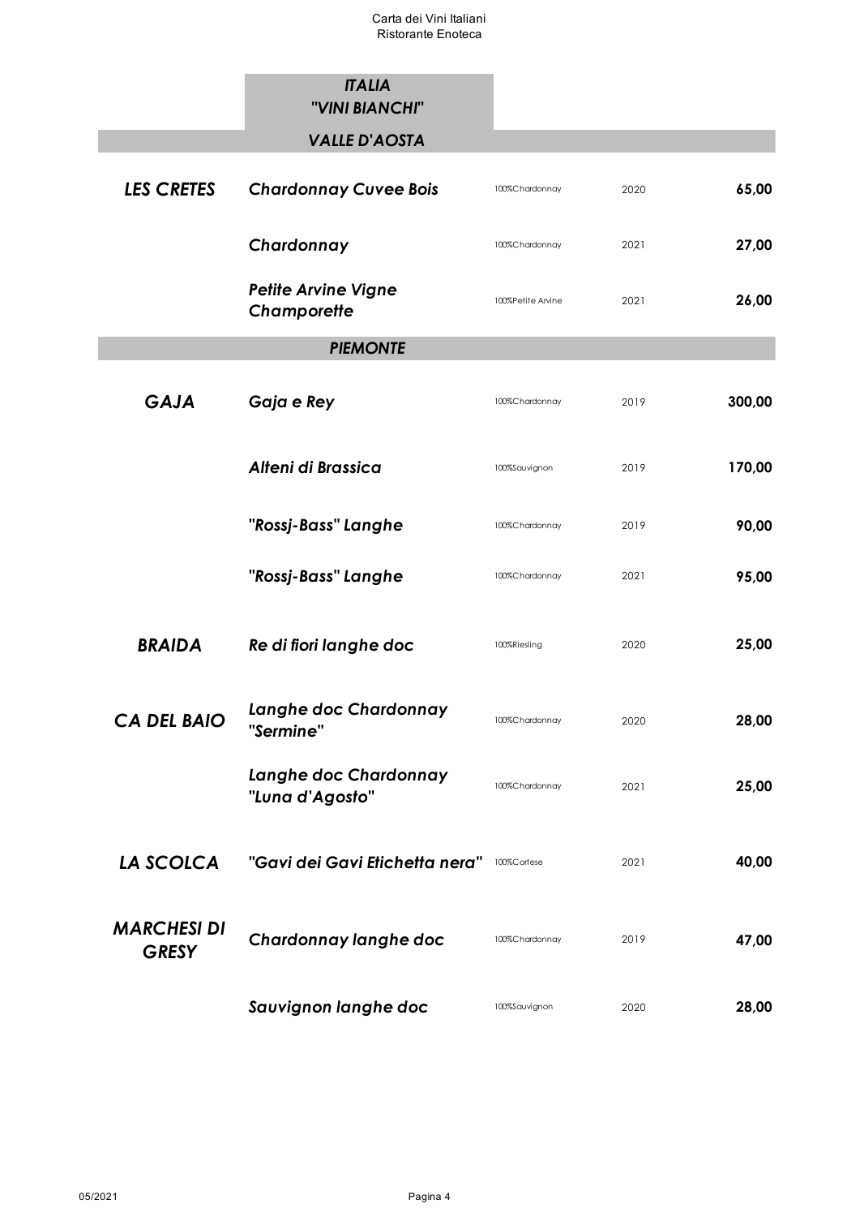## ITALIA
## "VINI BIANCHI"

### VALLE D'AOSTA

| Produttore | Vino | Uvaggio | Annata | Prezzo |
|---|---|---|---|---|
| ***LES CRETES*** | ***Chardonnay Cuvee Bois*** | 100%Chardonnay | 2020 | **65,00** |
| | ***Chardonnay*** | 100%Chardonnay | 2021 | **27,00** |
| | ***Petite Arvine Vigne Champorette*** | 100%Petite Arvine | 2021 | **26,00** |

### PIEMONTE

| Produttore | Vino | Uvaggio | Annata | Prezzo |
|---|---|---|---|---|
| ***GAJA*** | ***Gaja e Rey*** | 100%Chardonnay | 2019 | **300,00** |
| | ***Alteni di Brassica*** | 100%Sauvignon | 2019 | **170,00** |
| | ***"Rossj-Bass" Langhe*** | 100%Chardonnay | 2019 | **90,00** |
| | ***"Rossj-Bass" Langhe*** | 100%Chardonnay | 2021 | **95,00** |
| ***BRAIDA*** | ***Re di fiori langhe doc*** | 100%Riesling | 2020 | **25,00** |
| ***CA DEL BAIO*** | ***Langhe doc Chardonnay "Sermine"*** | 100%Chardonnay | 2020 | **28,00** |
| | ***Langhe doc Chardonnay "Luna d'Agosto"*** | 100%Chardonnay | 2021 | **25,00** |
| ***LA SCOLCA*** | ***"Gavi dei Gavi Etichetta nera"*** | 100%Cortese | 2021 | **40,00** |
| ***MARCHESI DI GRESY*** | ***Chardonnay langhe doc*** | 100%Chardonnay | 2019 | **47,00** |
| | ***Sauvignon langhe doc*** | 100%Sauvignon | 2020 | **28,00** |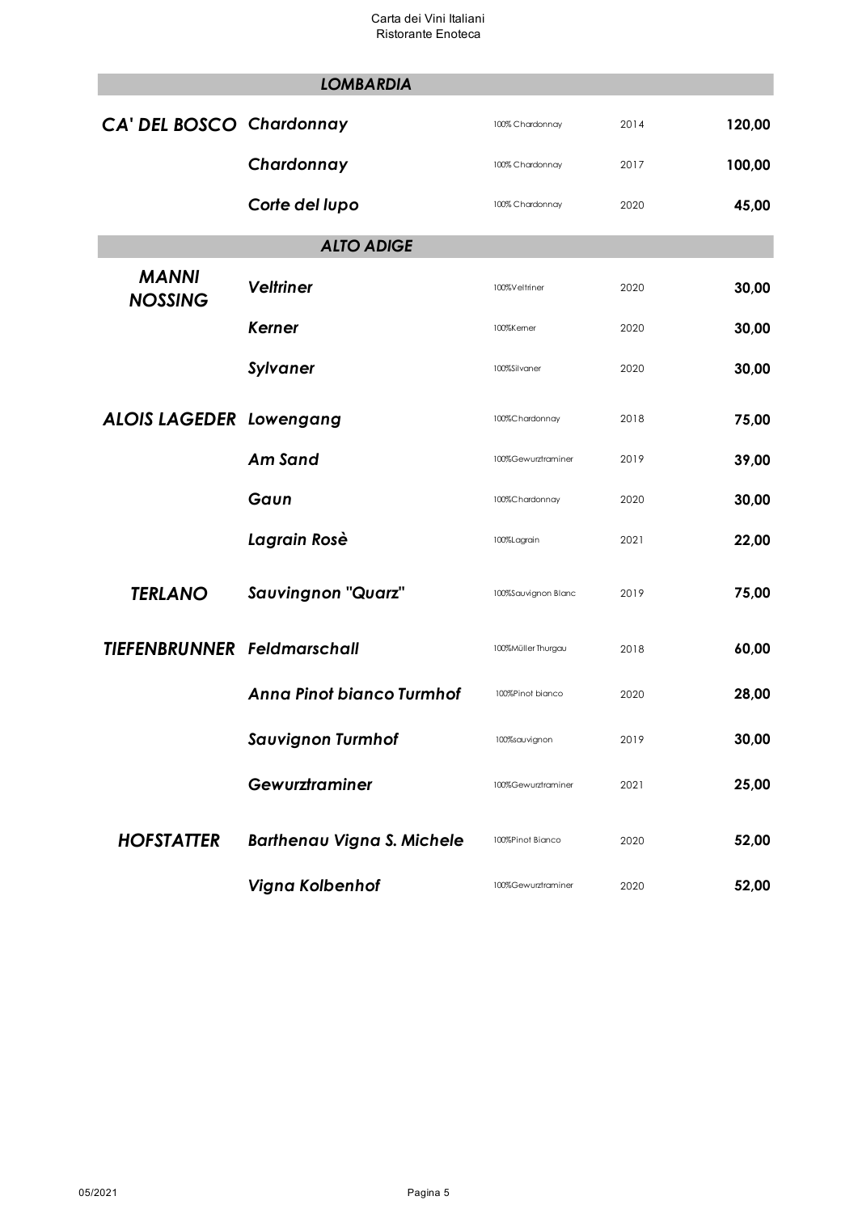| | | | | |
|---|---|---|---|---|
| **LOMBARDIA** | | | | |
| ***CA' DEL BOSCO*** | ***Chardonnay*** | 100% Chardonnay | 2014 | **120,00** |
| | ***Chardonnay*** | 100% Chardonnay | 2017 | **100,00** |
| | ***Corte del lupo*** | 100% Chardonnay | 2020 | **45,00** |
| **ALTO ADIGE** | | | | |
| ***MANNI NOSSING*** | ***Veltriner*** | 100%Veltriner | 2020 | **30,00** |
| | ***Kerner*** | 100%Kerner | 2020 | **30,00** |
| | ***Sylvaner*** | 100%Silvaner | 2020 | **30,00** |
| ***ALOIS LAGEDER*** | ***Lowengang*** | 100%Chardonnay | 2018 | **75,00** |
| | ***Am Sand*** | 100%Gewurztraminer | 2019 | **39,00** |
| | ***Gaun*** | 100%Chardonnay | 2020 | **30,00** |
| | ***Lagrain Rosè*** | 100%Lagrain | 2021 | **22,00** |
| ***TERLANO*** | ***Sauvingnon "Quarz"*** | 100%Sauvignon Blanc | 2019 | **75,00** |
| ***TIEFENBRUNNER*** | ***Feldmarschall*** | 100%Müller Thurgau | 2018 | **60,00** |
| | ***Anna Pinot bianco Turmhof*** | 100%Pinot bianco | 2020 | **28,00** |
| | ***Sauvignon Turmhof*** | 100%sauvignon | 2019 | **30,00** |
| | ***Gewurztraminer*** | 100%Gewurztraminer | 2021 | **25,00** |
| ***HOFSTATTER*** | ***Barthenau Vigna S. Michele*** | 100%Pinot Bianco | 2020 | **52,00** |
| | ***Vigna Kolbenhof*** | 100%Gewurztraminer | 2020 | **52,00** |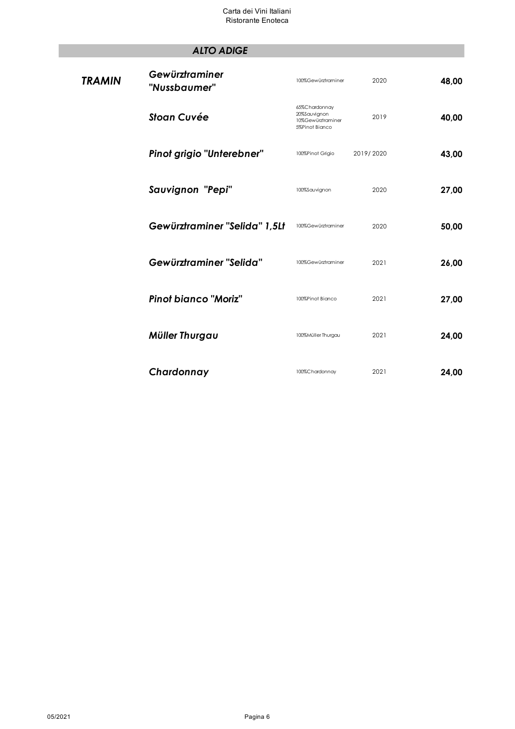## *ALTO ADIGE*

| | | | | |
|---|---|---|---|---|
| ***TRAMIN*** | ***Gewürztraminer "Nussbaumer"*** | 100%Gewürztraminer | 2020 | **48,00** |
| | ***Stoan Cuvée*** | 65%Chardonnay<br>20%Sauvignon<br>10%Gewürztraminer<br>5%Pinot Bianco | 2019 | **40,00** |
| | ***Pinot grigio "Unterebner"*** | 100%Pinot Grigio | 2019/ 2020 | **43,00** |
| | ***Sauvignon "Pepi"*** | 100%Sauvignon | 2020 | **27,00** |
| | ***Gewürztraminer "Selida" 1,5Lt*** | 100%Gewürztraminer | 2020 | **50,00** |
| | ***Gewürztraminer "Selida"*** | 100%Gewürztraminer | 2021 | **26,00** |
| | ***Pinot bianco "Moriz"*** | 100%Pinot Bianco | 2021 | **27,00** |
| | ***Müller Thurgau*** | 100%Müller Thurgau | 2021 | **24,00** |
| | ***Chardonnay*** | 100%Chardonnay | 2021 | **24,00** |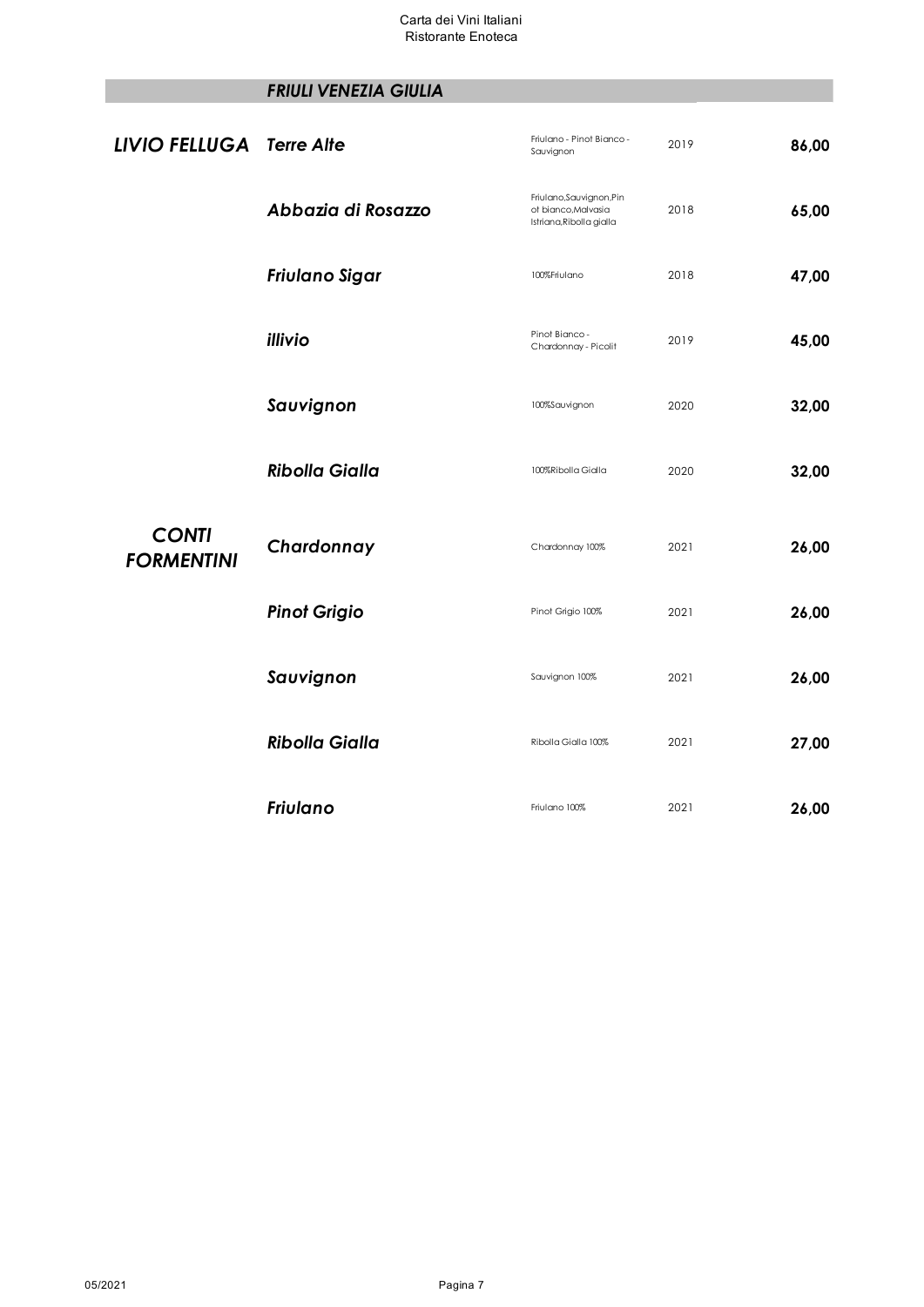## FRIULI VENEZIA GIULIA

| | | | | |
|---|---|---|---|---|
| ***LIVIO FELLUGA*** | ***Terre Alte*** | Friulano - Pinot Bianco - Sauvignon | 2019 | **86,00** |
| | ***Abbazia di Rosazzo*** | Friulano,Sauvignon,Pinot bianco,Malvasia Istriana,Ribolla gialla | 2018 | **65,00** |
| | ***Friulano Sigar*** | 100%Friulano | 2018 | **47,00** |
| | ***illivio*** | Pinot Bianco - Chardonnay - Picolit | 2019 | **45,00** |
| | ***Sauvignon*** | 100%Sauvignon | 2020 | **32,00** |
| | ***Ribolla Gialla*** | 100%Ribolla Gialla | 2020 | **32,00** |
| ***CONTI FORMENTINI*** | ***Chardonnay*** | Chardonnay 100% | 2021 | **26,00** |
| | ***Pinot Grigio*** | Pinot Grigio 100% | 2021 | **26,00** |
| | ***Sauvignon*** | Sauvignon 100% | 2021 | **26,00** |
| | ***Ribolla Gialla*** | Ribolla Gialla 100% | 2021 | **27,00** |
| | ***Friulano*** | Friulano 100% | 2021 | **26,00** |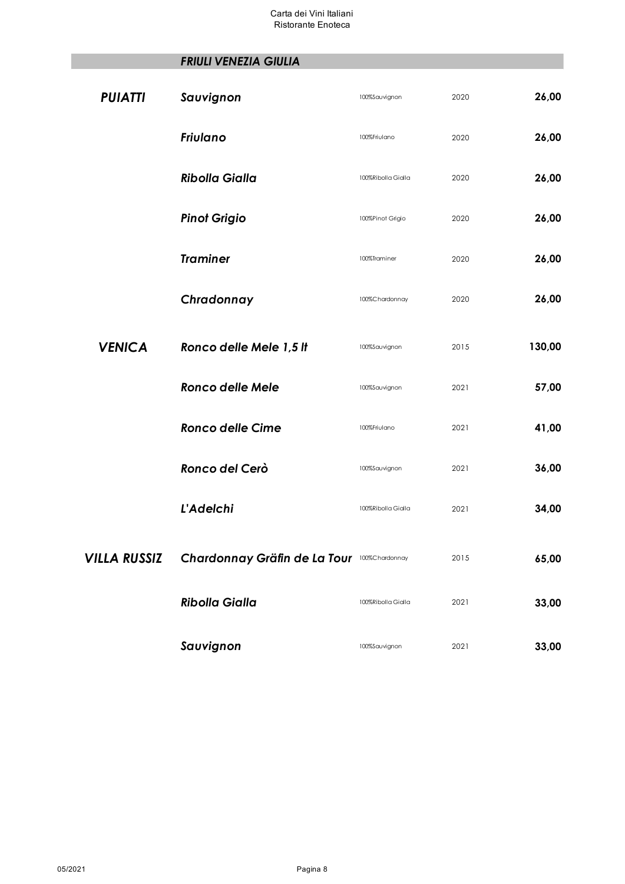## FRIULI VENEZIA GIULIA

| Produttore | Vino | Uvaggio | Annata | Prezzo |
|---|---|---|---|---|
| ***PUIATTI*** | ***Sauvignon*** | 100%Sauvignon | 2020 | **26,00** |
| | ***Friulano*** | 100%Friulano | 2020 | **26,00** |
| | ***Ribolla Gialla*** | 100%Ribolla Gialla | 2020 | **26,00** |
| | ***Pinot Grigio*** | 100%Pinot Grigio | 2020 | **26,00** |
| | ***Traminer*** | 100%Traminer | 2020 | **26,00** |
| | ***Chradonnay*** | 100%Chardonnay | 2020 | **26,00** |
| ***VENICA*** | ***Ronco delle Mele 1,5 lt*** | 100%Sauvignon | 2015 | **130,00** |
| | ***Ronco delle Mele*** | 100%Sauvignon | 2021 | **57,00** |
| | ***Ronco delle Cime*** | 100%Friulano | 2021 | **41,00** |
| | ***Ronco del Cerò*** | 100%Sauvignon | 2021 | **36,00** |
| | ***L'Adelchi*** | 100%Ribolla Gialla | 2021 | **34,00** |
| ***VILLA RUSSIZ*** | ***Chardonnay Gräfin de La Tour*** | 100%Chardonnay | 2015 | **65,00** |
| | ***Ribolla Gialla*** | 100%Ribolla Gialla | 2021 | **33,00** |
| | ***Sauvignon*** | 100%Sauvignon | 2021 | **33,00** |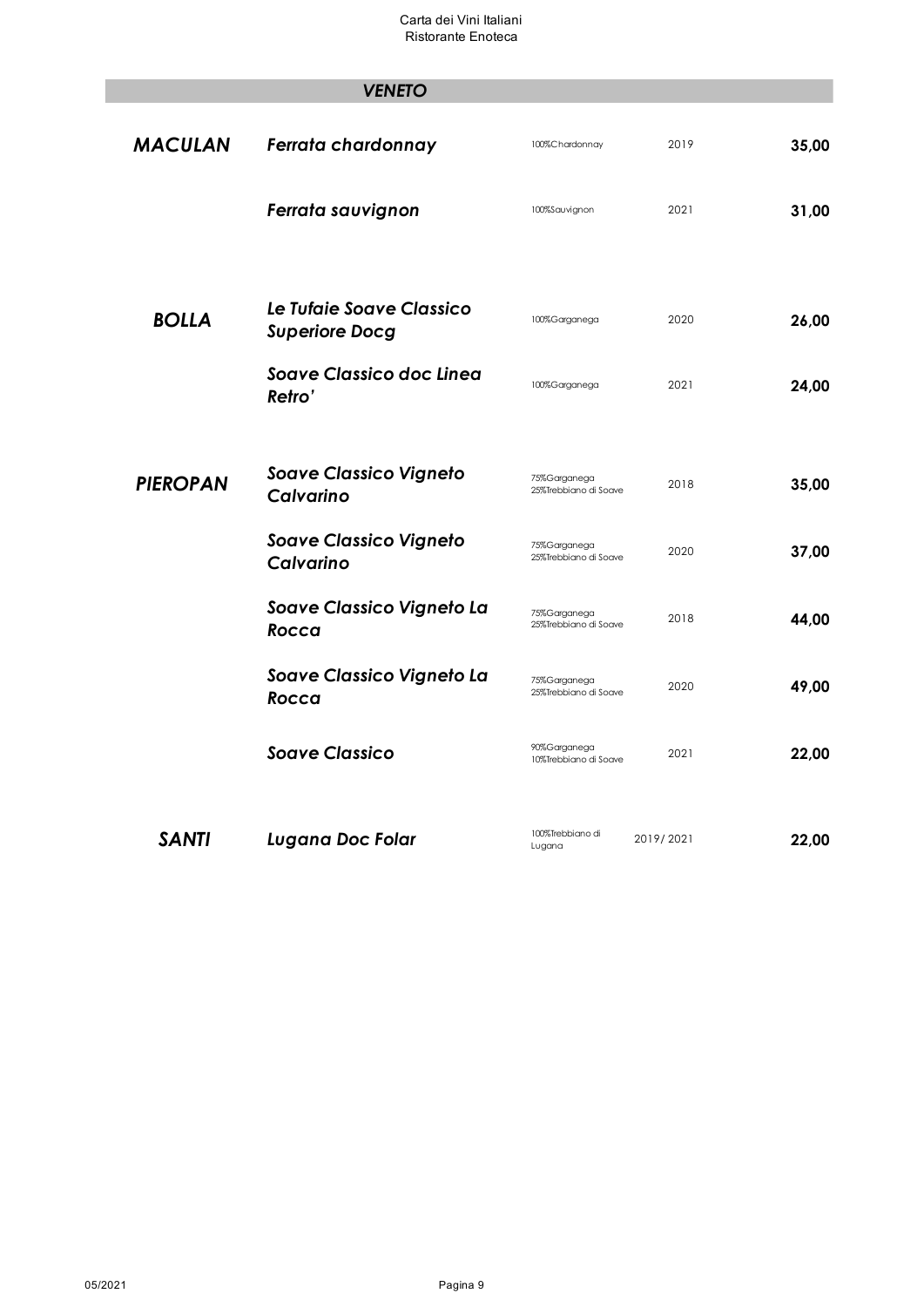## VENETO

| Produttore | Vino | Uvaggio | Annata | Prezzo |
|---|---|---|---|---|
| **MACULAN** | ***Ferrata chardonnay*** | 100%Chardonnay | 2019 | **35,00** |
| | ***Ferrata sauvignon*** | 100%Sauvignon | 2021 | **31,00** |
| **BOLLA** | ***Le Tufaie Soave Classico Superiore Docg*** | 100%Garganega | 2020 | **26,00** |
| | ***Soave Classico doc Linea Retro'*** | 100%Garganega | 2021 | **24,00** |
| **PIEROPAN** | ***Soave Classico Vigneto Calvarino*** | 75%Garganega 25%Trebbiano di Soave | 2018 | **35,00** |
| | ***Soave Classico Vigneto Calvarino*** | 75%Garganega 25%Trebbiano di Soave | 2020 | **37,00** |
| | ***Soave Classico Vigneto La Rocca*** | 75%Garganega 25%Trebbiano di Soave | 2018 | **44,00** |
| | ***Soave Classico Vigneto La Rocca*** | 75%Garganega 25%Trebbiano di Soave | 2020 | **49,00** |
| | ***Soave Classico*** | 90%Garganega 10%Trebbiano di Soave | 2021 | **22,00** |
| **SANTI** | ***Lugana Doc Folar*** | 100%Trebbiano di Lugana | 2019/ 2021 | **22,00** |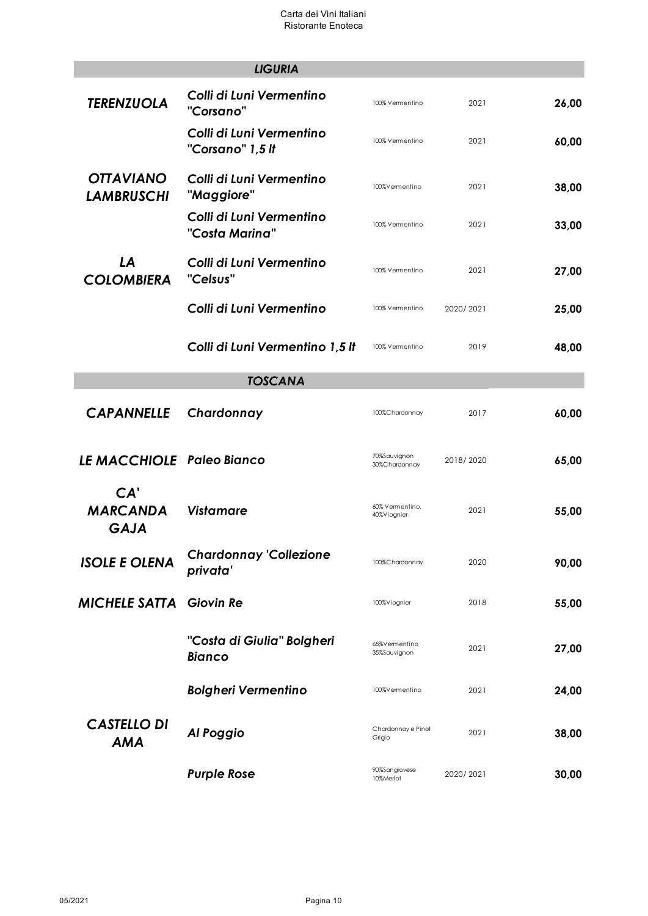## LIGURIA

| Produttore | Vino | Uvaggio | Annata | Prezzo |
|---|---|---|---|---|
| **TERENZUOLA** | ***Colli di Luni Vermentino "Corsano"*** | 100% Vermentino | 2021 | **26,00** |
| | ***Colli di Luni Vermentino "Corsano" 1,5 lt*** | 100% Vermentino | 2021 | **60,00** |
| **OTTAVIANO LAMBRUSCHI** | ***Colli di Luni Vermentino "Maggiore"*** | 100%Vermentino | 2021 | **38,00** |
| | ***Colli di Luni Vermentino "Costa Marina"*** | 100% Vermentino | 2021 | **33,00** |
| **LA COLOMBIERA** | ***Colli di Luni Vermentino "Celsus"*** | 100% Vermentino | 2021 | **27,00** |
| | ***Colli di Luni Vermentino*** | 100% Vermentino | 2020/ 2021 | **25,00** |
| | ***Colli di Luni Vermentino 1,5 lt*** | 100% Vermentino | 2019 | **48,00** |

## TOSCANA

| Produttore | Vino | Uvaggio | Annata | Prezzo |
|---|---|---|---|---|
| **CAPANNELLE** | ***Chardonnay*** | 100%Chardonnay | 2017 | **60,00** |
| **LE MACCHIOLE** | ***Paleo Bianco*** | 70%Sauvignon 30%Chardonnay | 2018/ 2020 | **65,00** |
| **CA' MARCANDA GAJA** | ***Vistamare*** | 60% Vermentino, 40%Viognier | 2021 | **55,00** |
| **ISOLE E OLENA** | ***Chardonnay 'Collezione privata'*** | 100%Chardonnay | 2020 | **90,00** |
| **MICHELE SATTA** | ***Giovin Re*** | 100%Viognier | 2018 | **55,00** |
| | ***"Costa di Giulia" Bolgheri Bianco*** | 65%Vermentino 35%Sauvignon | 2021 | **27,00** |
| | ***Bolgheri Vermentino*** | 100%Vermentino | 2021 | **24,00** |
| **CASTELLO DI AMA** | ***Al Poggio*** | Chardonnay e Pinot Grigio | 2021 | **38,00** |
| | ***Purple Rose*** | 90%Sangiovese 10%Merlot | 2020/ 2021 | **30,00** |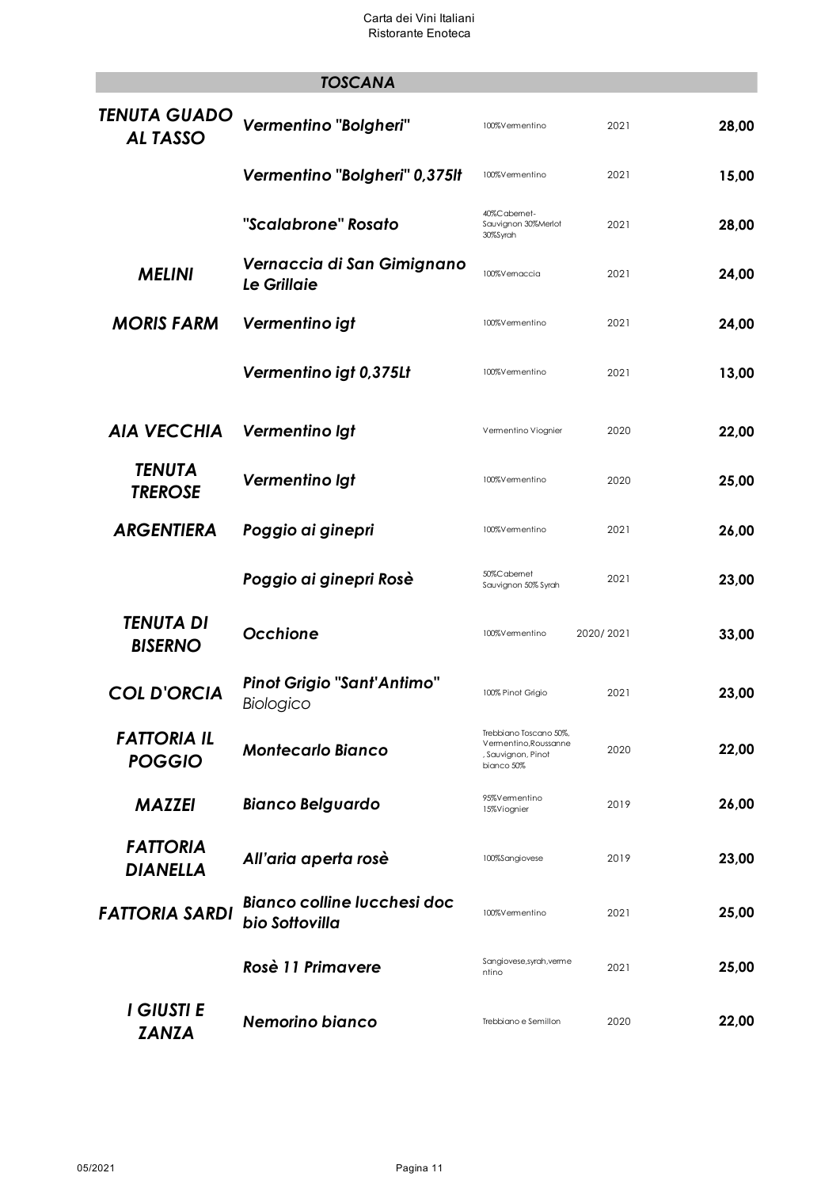## TOSCANA

| Produttore | Vino | Uvaggio | Annata | Prezzo |
|---|---|---|---|---|
| ***TENUTA GUADO AL TASSO*** | ***Vermentino "Bolgheri"*** | 100%Vermentino | 2021 | **28,00** |
| | ***Vermentino "Bolgheri" 0,375lt*** | 100%Vermentino | 2021 | **15,00** |
| | ***"Scalabrone" Rosato*** | 40%Cabernet-Sauvignon 30%Merlot 30%Syrah | 2021 | **28,00** |
| ***MELINI*** | ***Vernaccia di San Gimignano Le Grillaie*** | 100%Vernaccia | 2021 | **24,00** |
| ***MORIS FARM*** | ***Vermentino igt*** | 100%Vermentino | 2021 | **24,00** |
| | ***Vermentino igt 0,375Lt*** | 100%Vermentino | 2021 | **13,00** |
| ***AIA VECCHIA*** | ***Vermentino Igt*** | Vermentino Viognier | 2020 | **22,00** |
| ***TENUTA TREROSE*** | ***Vermentino Igt*** | 100%Vermentino | 2020 | **25,00** |
| ***ARGENTIERA*** | ***Poggio ai ginepri*** | 100%Vermentino | 2021 | **26,00** |
| | ***Poggio ai ginepri Rosè*** | 50%Cabernet Sauvignon 50% Syrah | 2021 | **23,00** |
| ***TENUTA DI BISERNO*** | ***Occhione*** | 100%Vermentino | 2020/ 2021 | **33,00** |
| ***COL D'ORCIA*** | ***Pinot Grigio "Sant'Antimo"*** *Biologico* | 100% Pinot Grigio | 2021 | **23,00** |
| ***FATTORIA IL POGGIO*** | ***Montecarlo Bianco*** | Trebbiano Toscano 50%, Vermentino,Roussanne , Sauvignon, Pinot bianco 50% | 2020 | **22,00** |
| ***MAZZEI*** | ***Bianco Belguardo*** | 95%Vermentino 15%Viognier | 2019 | **26,00** |
| ***FATTORIA DIANELLA*** | ***All'aria aperta rosè*** | 100%Sangiovese | 2019 | **23,00** |
| ***FATTORIA SARDI*** | ***Bianco colline lucchesi doc bio Sottovilla*** | 100%Vermentino | 2021 | **25,00** |
| | ***Rosè 11 Primavere*** | Sangiovese,syrah,vermentino | 2021 | **25,00** |
| ***I GIUSTI E ZANZA*** | ***Nemorino bianco*** | Trebbiano e Semillon | 2020 | **22,00** |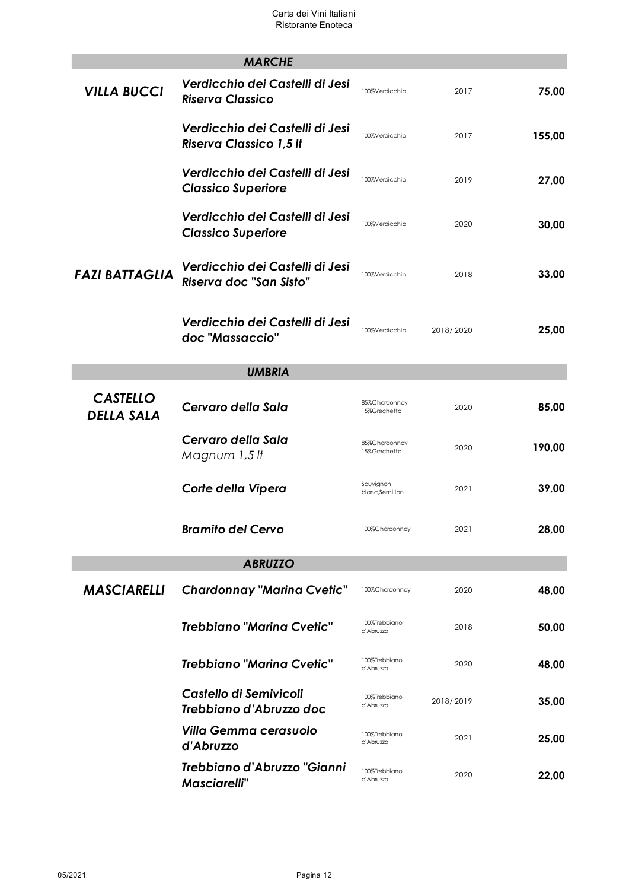| Produttore | Vino | Uvaggio | Annata | Prezzo |
|---|---|---|---|---|
| **MARCHE** | | | | |
| ***VILLA BUCCI*** | ***Verdicchio dei Castelli di Jesi Riserva Classico*** | 100%Verdicchio | 2017 | **75,00** |
| | ***Verdicchio dei Castelli di Jesi Riserva Classico 1,5 lt*** | 100%Verdicchio | 2017 | **155,00** |
| | ***Verdicchio dei Castelli di Jesi Classico Superiore*** | 100%Verdicchio | 2019 | **27,00** |
| | ***Verdicchio dei Castelli di Jesi Classico Superiore*** | 100%Verdicchio | 2020 | **30,00** |
| ***FAZI BATTAGLIA*** | ***Verdicchio dei Castelli di Jesi Riserva doc "San Sisto"*** | 100%Verdicchio | 2018 | **33,00** |
| | ***Verdicchio dei Castelli di Jesi doc "Massaccio"*** | 100%Verdicchio | 2018/ 2020 | **25,00** |
| **UMBRIA** | | | | |
| ***CASTELLO DELLA SALA*** | ***Cervaro della Sala*** | 85%Chardonnay 15%Grechetto | 2020 | **85,00** |
| | ***Cervaro della Sala*** *Magnum 1,5 lt* | 85%Chardonnay 15%Grechetto | 2020 | **190,00** |
| | ***Corte della Vipera*** | Sauvignon blanc,Semillon | 2021 | **39,00** |
| | ***Bramito del Cervo*** | 100%Chardonnay | 2021 | **28,00** |
| **ABRUZZO** | | | | |
| ***MASCIARELLI*** | ***Chardonnay "Marina Cvetic"*** | 100%Chardonnay | 2020 | **48,00** |
| | ***Trebbiano "Marina Cvetic"*** | 100%Trebbiano d'Abruzzo | 2018 | **50,00** |
| | ***Trebbiano "Marina Cvetic"*** | 100%Trebbiano d'Abruzzo | 2020 | **48,00** |
| | ***Castello di Semivicoli Trebbiano d'Abruzzo doc*** | 100%Trebbiano d'Abruzzo | 2018/ 2019 | **35,00** |
| | ***Villa Gemma cerasuolo d'Abruzzo*** | 100%Trebbiano d'Abruzzo | 2021 | **25,00** |
| | ***Trebbiano d'Abruzzo "Gianni Masciarelli"*** | 100%Trebbiano d'Abruzzo | 2020 | **22,00** |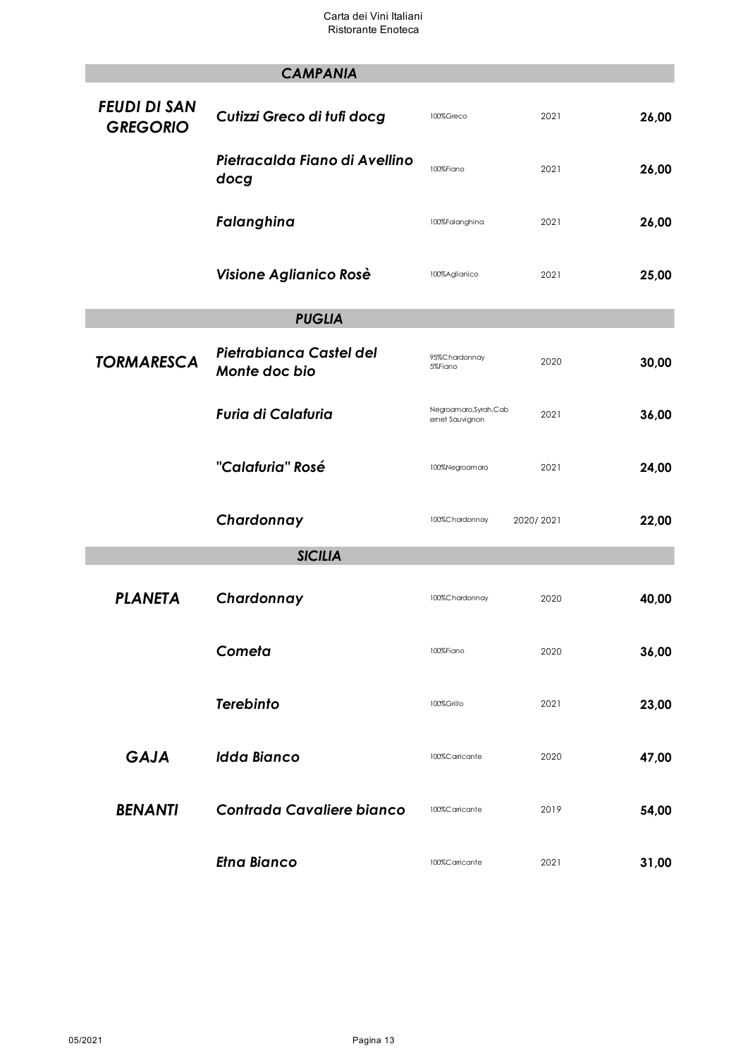| Produttore | Vino | Uvaggio | Annata | Prezzo |
|---|---|---|---|---|
| **CAMPANIA** | | | | |
| ***FEUDI DI SAN GREGORIO*** | ***Cutizzi Greco di tufi docg*** | 100%Greco | 2021 | **26,00** |
| | ***Pietracalda Fiano di Avellino docg*** | 100%Fiano | 2021 | **26,00** |
| | ***Falanghina*** | 100%Falanghina | 2021 | **26,00** |
| | ***Visione Aglianico Rosè*** | 100%Aglianico | 2021 | **25,00** |
| **PUGLIA** | | | | |
| ***TORMARESCA*** | ***Pietrabianca Castel del Monte doc bio*** | 95%Chardonnay 5%Fiano | 2020 | **30,00** |
| | ***Furia di Calafuria*** | Negroamaro,Syrah,Cabernet Sauvignon | 2021 | **36,00** |
| | ***"Calafuria" Rosé*** | 100%Negroamaro | 2021 | **24,00** |
| | ***Chardonnay*** | 100%Chardonnay | 2020/ 2021 | **22,00** |
| **SICILIA** | | | | |
| ***PLANETA*** | ***Chardonnay*** | 100%Chardonnay | 2020 | **40,00** |
| | ***Cometa*** | 100%Fiano | 2020 | **36,00** |
| | ***Terebinto*** | 100%Grillo | 2021 | **23,00** |
| ***GAJA*** | ***Idda Bianco*** | 100%Carricante | 2020 | **47,00** |
| ***BENANTI*** | ***Contrada Cavaliere bianco*** | 100%Carricante | 2019 | **54,00** |
| | ***Etna Bianco*** | 100%Carricante | 2021 | **31,00** |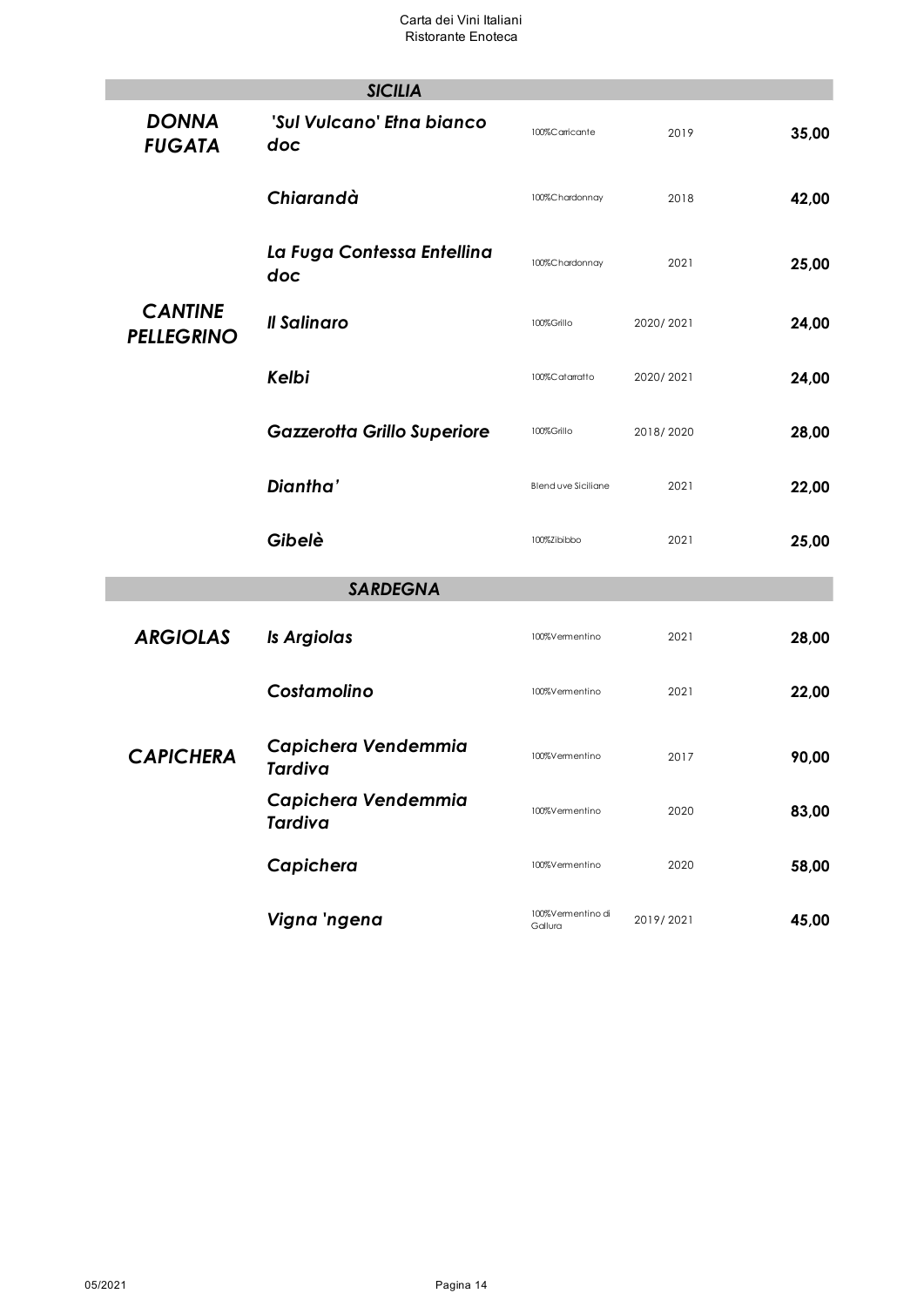| | | | | |
|---|---|---|---|---|
| **SICILIA** | | | | |
| ***DONNA FUGATA*** | ***'Sul Vulcano' Etna bianco doc*** | 100%Carricante | 2019 | **35,00** |
| | ***Chiarandà*** | 100%Chardonnay | 2018 | **42,00** |
| ***CANTINE PELLEGRINO*** | ***La Fuga Contessa Entellina doc*** | 100%Chardonnay | 2021 | **25,00** |
| | ***Il Salinaro*** | 100%Grillo | 2020/ 2021 | **24,00** |
| | ***Kelbi*** | 100%Catarratto | 2020/ 2021 | **24,00** |
| | ***Gazzerotta Grillo Superiore*** | 100%Grillo | 2018/ 2020 | **28,00** |
| | ***Diantha'*** | Blend uve Siciliane | 2021 | **22,00** |
| | ***Gibelè*** | 100%Zibibbo | 2021 | **25,00** |
| **SARDEGNA** | | | | |
| ***ARGIOLAS*** | ***Is Argiolas*** | 100%Vermentino | 2021 | **28,00** |
| | ***Costamolino*** | 100%Vermentino | 2021 | **22,00** |
| ***CAPICHERA*** | ***Capichera Vendemmia Tardiva*** | 100%Vermentino | 2017 | **90,00** |
| | ***Capichera Vendemmia Tardiva*** | 100%Vermentino | 2020 | **83,00** |
| | ***Capichera*** | 100%Vermentino | 2020 | **58,00** |
| | ***Vigna 'ngena*** | 100%Vermentino di Gallura | 2019/ 2021 | **45,00** |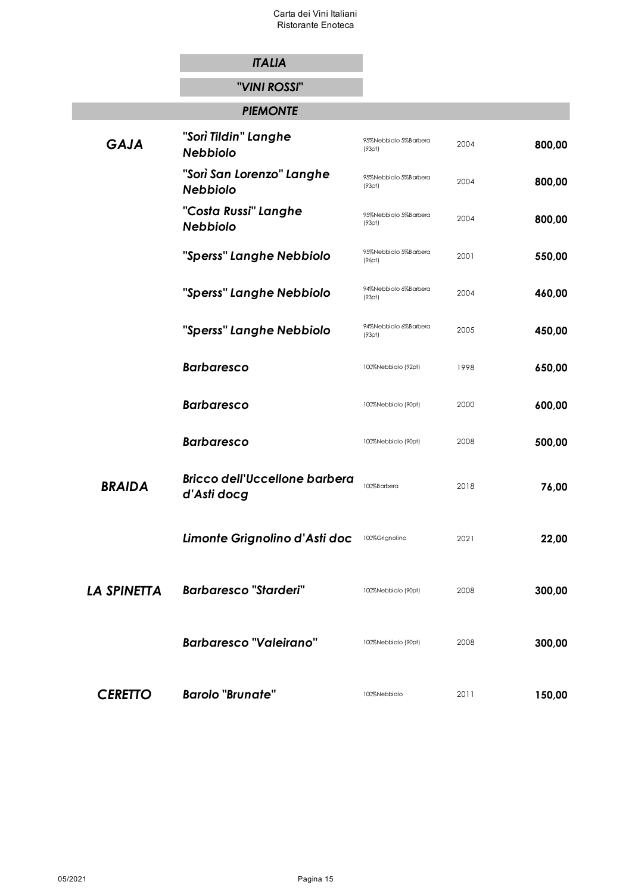## *ITALIA*

## *"VINI ROSSI"*

### *PIEMONTE*

| | | | | |
|---|---|---|---|---|
| ***GAJA*** | ***"Sorì Tildin" Langhe Nebbiolo*** | 95%Nebbiolo 5%Barbera (93pt) | 2004 | **800,00** |
| | ***"Sorì San Lorenzo" Langhe Nebbiolo*** | 95%Nebbiolo 5%Barbera (93pt) | 2004 | **800,00** |
| | ***"Costa Russi" Langhe Nebbiolo*** | 95%Nebbiolo 5%Barbera (93pt) | 2004 | **800,00** |
| | ***"Sperss" Langhe Nebbiolo*** | 95%Nebbiolo 5%Barbera (96pt) | 2001 | **550,00** |
| | ***"Sperss" Langhe Nebbiolo*** | 94%Nebbiolo 6%Barbera (93pt) | 2004 | **460,00** |
| | ***"Sperss" Langhe Nebbiolo*** | 94%Nebbiolo 6%Barbera (93pt) | 2005 | **450,00** |
| | ***Barbaresco*** | 100%Nebbiolo (92pt) | 1998 | **650,00** |
| | ***Barbaresco*** | 100%Nebbiolo (90pt) | 2000 | **600,00** |
| | ***Barbaresco*** | 100%Nebbiolo (90pt) | 2008 | **500,00** |
| ***BRAIDA*** | ***Bricco dell'Uccellone barbera d'Asti docg*** | 100%Barbera | 2018 | **76,00** |
| | ***Limonte Grignolino d'Asti doc*** | 100%Grignolino | 2021 | **22,00** |
| ***LA SPINETTA*** | ***Barbaresco "Starderi"*** | 100%Nebbiolo (90pt) | 2008 | **300,00** |
| | ***Barbaresco "Valeirano"*** | 100%Nebbiolo (90pt) | 2008 | **300,00** |
| ***CERETTO*** | ***Barolo "Brunate"*** | 100%Nebbiolo | 2011 | **150,00** |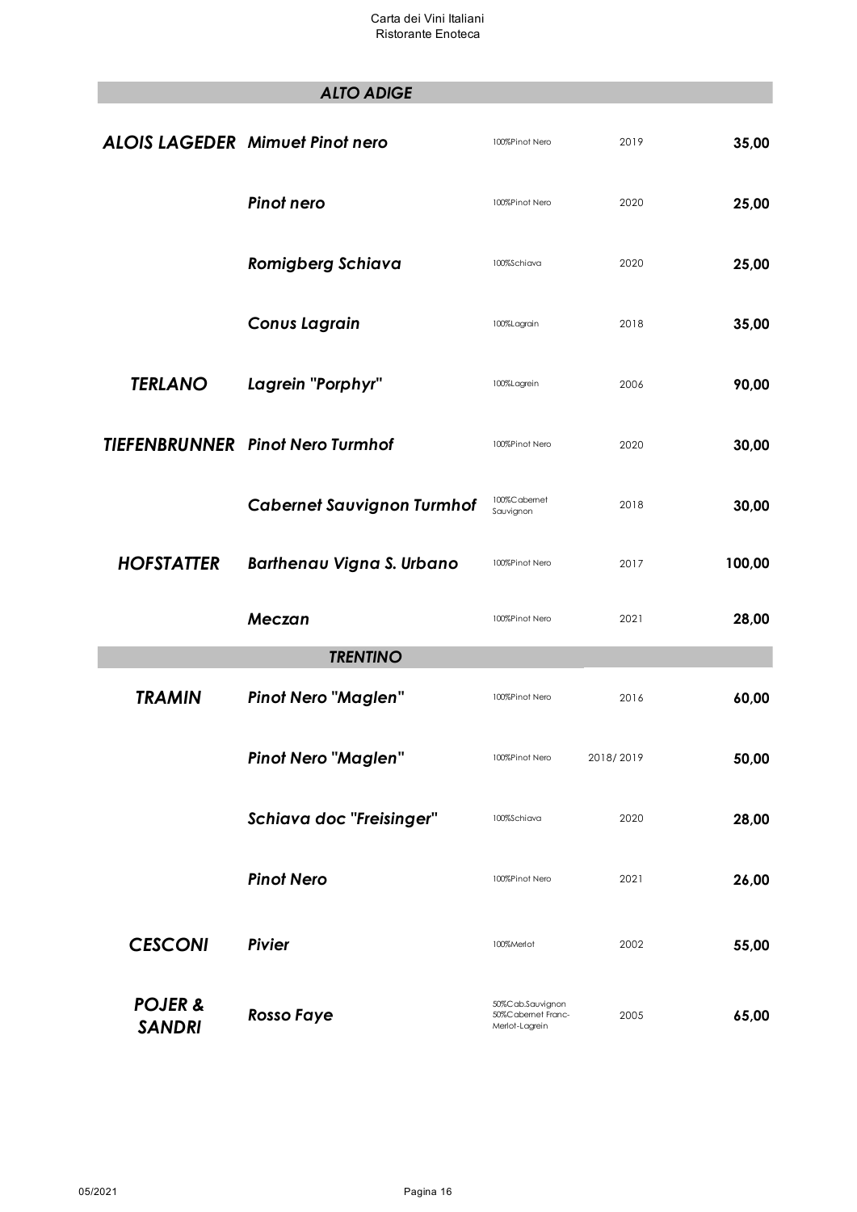## ALTO ADIGE

| Produttore | Vino | Uvaggio | Annata | Prezzo |
|---|---|---|---|---|
| ***ALOIS LAGEDER*** | ***Mimuet Pinot nero*** | 100%Pinot Nero | 2019 | **35,00** |
| | ***Pinot nero*** | 100%Pinot Nero | 2020 | **25,00** |
| | ***Romigberg Schiava*** | 100%Schiava | 2020 | **25,00** |
| | ***Conus Lagrain*** | 100%Lagrain | 2018 | **35,00** |
| ***TERLANO*** | ***Lagrein "Porphyr"*** | 100%Lagrein | 2006 | **90,00** |
| ***TIEFENBRUNNER*** | ***Pinot Nero Turmhof*** | 100%Pinot Nero | 2020 | **30,00** |
| | ***Cabernet Sauvignon Turmhof*** | 100%Cabernet Sauvignon | 2018 | **30,00** |
| ***HOFSTATTER*** | ***Barthenau Vigna S. Urbano*** | 100%Pinot Nero | 2017 | **100,00** |
| | ***Meczan*** | 100%Pinot Nero | 2021 | **28,00** |

## TRENTINO

| Produttore | Vino | Uvaggio | Annata | Prezzo |
|---|---|---|---|---|
| ***TRAMIN*** | ***Pinot Nero "Maglen"*** | 100%Pinot Nero | 2016 | **60,00** |
| | ***Pinot Nero "Maglen"*** | 100%Pinot Nero | 2018/ 2019 | **50,00** |
| | ***Schiava doc "Freisinger"*** | 100%Schiava | 2020 | **28,00** |
| | ***Pinot Nero*** | 100%Pinot Nero | 2021 | **26,00** |
| ***CESCONI*** | ***Pivier*** | 100%Merlot | 2002 | **55,00** |
| ***POJER & SANDRI*** | ***Rosso Faye*** | 50%Cab.Sauvignon 50%Cabernet Franc-Merlot-Lagrein | 2005 | **65,00** |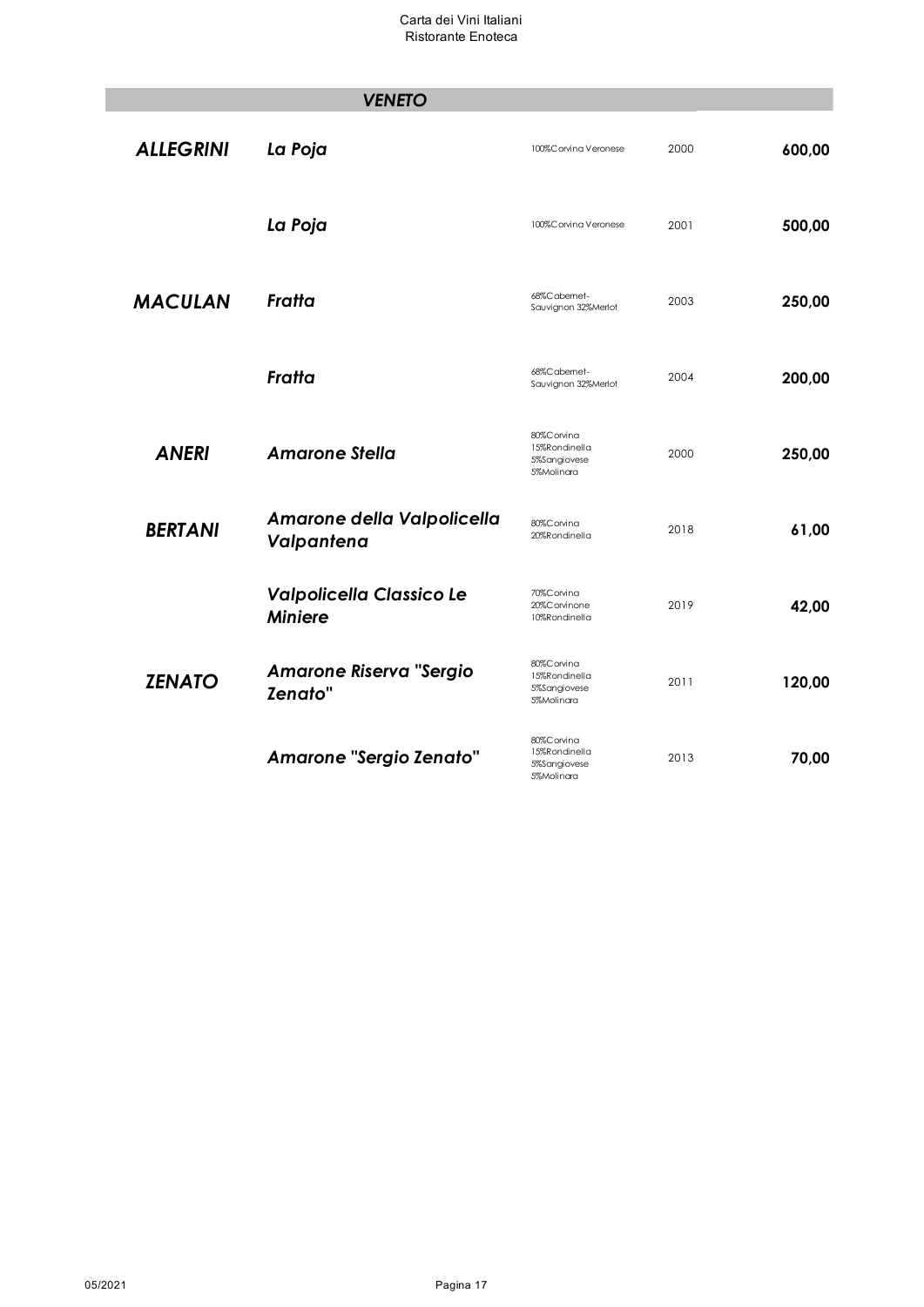## *VENETO*

| Produttore | Vino | Uvaggio | Annata | Prezzo |
|---|---|---|---|---|
| ***ALLEGRINI*** | ***La Poja*** | 100%Corvina Veronese | 2000 | **600,00** |
| | ***La Poja*** | 100%Corvina Veronese | 2001 | **500,00** |
| ***MACULAN*** | ***Fratta*** | 68%Cabernet-Sauvignon 32%Merlot | 2003 | **250,00** |
| | ***Fratta*** | 68%Cabernet-Sauvignon 32%Merlot | 2004 | **200,00** |
| ***ANERI*** | ***Amarone Stella*** | 80%Corvina 15%Rondinella 5%Sangiovese 5%Molinara | 2000 | **250,00** |
| ***BERTANI*** | ***Amarone della Valpolicella Valpantena*** | 80%Corvina 20%Rondinella | 2018 | **61,00** |
| | ***Valpolicella Classico Le Miniere*** | 70%Corvina 20%Corvinone 10%Rondinella | 2019 | **42,00** |
| ***ZENATO*** | ***Amarone Riserva "Sergio Zenato"*** | 80%Corvina 15%Rondinella 5%Sangiovese 5%Molinara | 2011 | **120,00** |
| | ***Amarone "Sergio Zenato"*** | 80%Corvina 15%Rondinella 5%Sangiovese 5%Molinara | 2013 | **70,00** |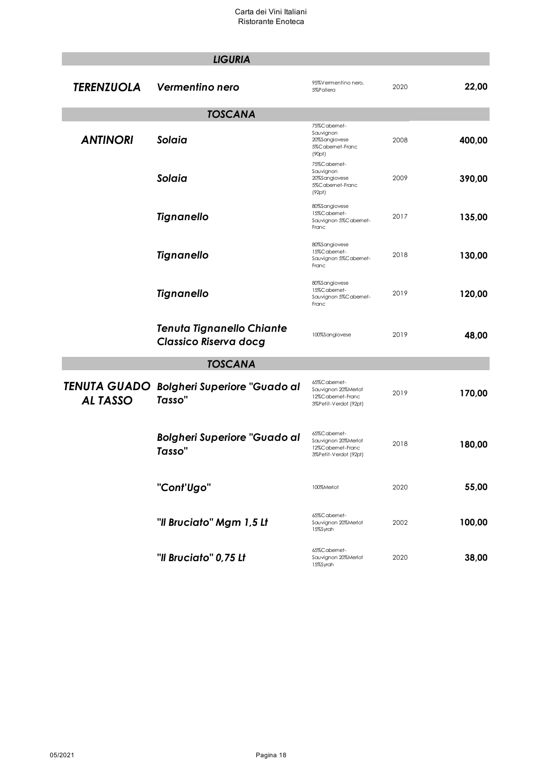| | | | | |
|---|---|---|---|---|
| | ***LIGURIA*** | | | |
| ***TERENZUOLA*** | ***Vermentino nero*** | 95%Vermentino nero, 5%Pollera | 2020 | **22,00** |
| | ***TOSCANA*** | | | |
| ***ANTINORI*** | ***Solaia*** | 75%Cabernet-Sauvignon 20%Sangiovese 5%Cabernet-Franc (90pt) | 2008 | **400,00** |
| | ***Solaia*** | 75%Cabernet-Sauvignon 20%Sangiovese 5%Cabernet-Franc (92pt) | 2009 | **390,00** |
| | ***Tignanello*** | 80%Sangiovese 15%Cabernet-Sauvignon 5%Cabernet-Franc | 2017 | **135,00** |
| | ***Tignanello*** | 80%Sangiovese 15%Cabernet-Sauvignon 5%Cabernet-Franc | 2018 | **130,00** |
| | ***Tignanello*** | 80%Sangiovese 15%Cabernet-Sauvignon 5%Cabernet-Franc | 2019 | **120,00** |
| | ***Tenuta Tignanello Chiante Classico Riserva docg*** | 100%Sangiovese | 2019 | **48,00** |
| | ***TOSCANA*** | | | |
| ***TENUTA GUADO AL TASSO*** | ***Bolgheri Superiore "Guado al Tasso"*** | 65%Cabernet-Sauvignon 20%Merlot 12%Cabernet-Franc 3%Petit-Verdot (92pt) | 2019 | **170,00** |
| | ***Bolgheri Superiore "Guado al Tasso"*** | 65%Cabernet-Sauvignon 20%Merlot 12%Cabernet-Franc 3%Petit-Verdot (92pt) | 2018 | **180,00** |
| | ***"Cont'Ugo"*** | 100%Merlot | 2020 | **55,00** |
| | ***"Il Bruciato" Mgm 1,5 Lt*** | 65%Cabernet-Sauvignon 20%Merlot 15%Syrah | 2002 | **100,00** |
| | ***"Il Bruciato" 0,75 Lt*** | 65%Cabernet-Sauvignon 20%Merlot 15%Syrah | 2020 | **38,00** |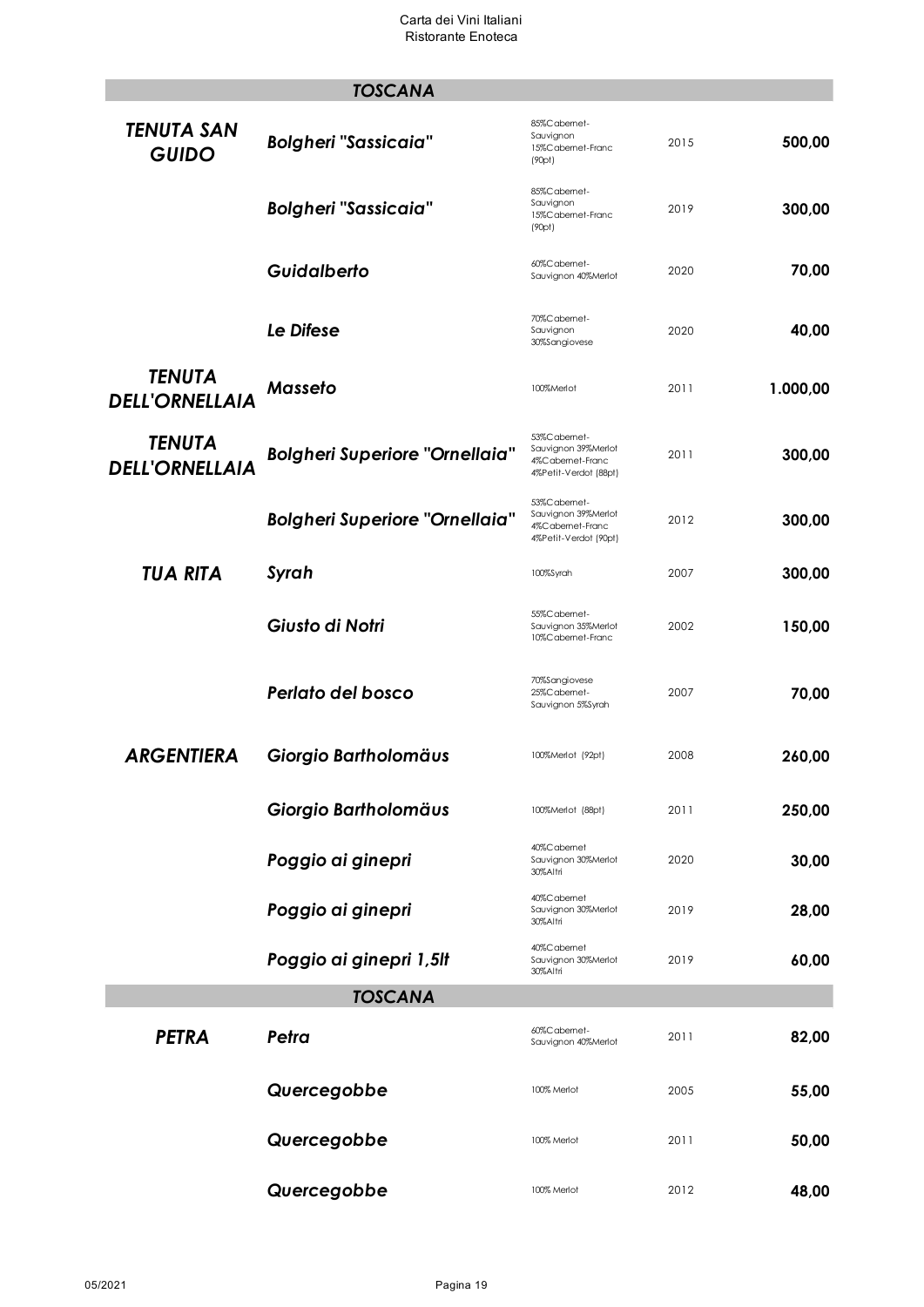## TOSCANA

| Produttore | Vino | Uvaggio | Annata | Prezzo |
|---|---|---|---|---|
| **TENUTA SAN GUIDO** | **Bolgheri "Sassicaia"** | 85%Cabernet-Sauvignon 15%Cabernet-Franc (90pt) | 2015 | **500,00** |
| | **Bolgheri "Sassicaia"** | 85%Cabernet-Sauvignon 15%Cabernet-Franc (90pt) | 2019 | **300,00** |
| | **Guidalberto** | 60%Cabernet-Sauvignon 40%Merlot | 2020 | **70,00** |
| | **Le Difese** | 70%Cabernet-Sauvignon 30%Sangiovese | 2020 | **40,00** |
| **TENUTA DELL'ORNELLAIA** | **Masseto** | 100%Merlot | 2011 | **1.000,00** |
| **TENUTA DELL'ORNELLAIA** | **Bolgheri Superiore "Ornellaia"** | 53%Cabernet-Sauvignon 39%Merlot 4%Cabernet-Franc 4%Petit-Verdot (88pt) | 2011 | **300,00** |
| | **Bolgheri Superiore "Ornellaia"** | 53%Cabernet-Sauvignon 39%Merlot 4%Cabernet-Franc 4%Petit-Verdot (90pt) | 2012 | **300,00** |
| **TUA RITA** | **Syrah** | 100%Syrah | 2007 | **300,00** |
| | **Giusto di Notri** | 55%Cabernet-Sauvignon 35%Merlot 10%Cabernet-Franc | 2002 | **150,00** |
| | **Perlato del bosco** | 70%Sangiovese 25%Cabernet-Sauvignon 5%Syrah | 2007 | **70,00** |
| **ARGENTIERA** | **Giorgio Bartholomäus** | 100%Merlot (92pt) | 2008 | **260,00** |
| | **Giorgio Bartholomäus** | 100%Merlot (88pt) | 2011 | **250,00** |
| | **Poggio ai ginepri** | 40%Cabernet Sauvignon 30%Merlot 30%Altri | 2020 | **30,00** |
| | **Poggio ai ginepri** | 40%Cabernet Sauvignon 30%Merlot 30%Altri | 2019 | **28,00** |
| | **Poggio ai ginepri 1,5lt** | 40%Cabernet Sauvignon 30%Merlot 30%Altri | 2019 | **60,00** |

## TOSCANA

| Produttore | Vino | Uvaggio | Annata | Prezzo |
|---|---|---|---|---|
| **PETRA** | **Petra** | 60%Cabernet-Sauvignon 40%Merlot | 2011 | **82,00** |
| | **Quercegobbe** | 100% Merlot | 2005 | **55,00** |
| | **Quercegobbe** | 100% Merlot | 2011 | **50,00** |
| | **Quercegobbe** | 100% Merlot | 2012 | **48,00** |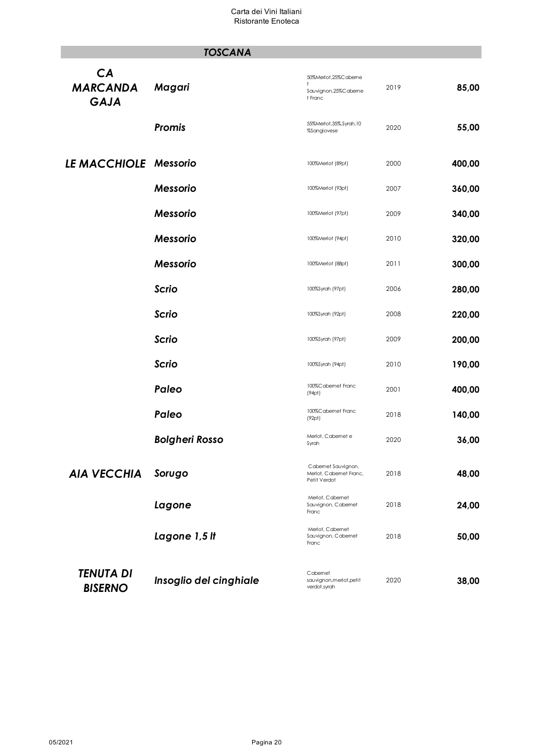## TOSCANA

| Produttore | Vino | Uvaggio | Annata | Prezzo |
|---|---|---|---|---|
| ***CA MARCANDA GAJA*** | ***Magari*** | 50%Merlot,25%Cabernet Sauvignon,25%Cabernet Franc | 2019 | **85,00** |
| | ***Promis*** | 55%Merlot,35%,Syrah,10%Sangiovese | 2020 | **55,00** |
| ***LE MACCHIOLE*** | ***Messorio*** | 100%Merlot (89pt) | 2000 | **400,00** |
| | ***Messorio*** | 100%Merlot (93pt) | 2007 | **360,00** |
| | ***Messorio*** | 100%Merlot (97pt) | 2009 | **340,00** |
| | ***Messorio*** | 100%Merlot (94pt) | 2010 | **320,00** |
| | ***Messorio*** | 100%Merlot (88pt) | 2011 | **300,00** |
| | ***Scrio*** | 100%Syrah (97pt) | 2006 | **280,00** |
| | ***Scrio*** | 100%Syrah (92pt) | 2008 | **220,00** |
| | ***Scrio*** | 100%Syrah (97pt) | 2009 | **200,00** |
| | ***Scrio*** | 100%Syrah (94pt) | 2010 | **190,00** |
| | ***Paleo*** | 100%Cabernet Franc (94pt) | 2001 | **400,00** |
| | ***Paleo*** | 100%Cabernet Franc (92pt) | 2018 | **140,00** |
| | ***Bolgheri Rosso*** | Merlot, Cabernet e Syrah | 2020 | **36,00** |
| ***AIA VECCHIA*** | ***Sorugo*** | Cabernet Sauvignon, Merlot, Cabernet Franc, Petit Verdot | 2018 | **48,00** |
| | ***Lagone*** | Merlot, Cabernet Sauvignon, Cabernet Franc | 2018 | **24,00** |
| | ***Lagone 1,5 lt*** | Merlot, Cabernet Sauvignon, Cabernet Franc | 2018 | **50,00** |
| ***TENUTA DI BISERNO*** | ***Insoglio del cinghiale*** | Cabernet sauvignon,merlot,petit verdot,syrah | 2020 | **38,00** |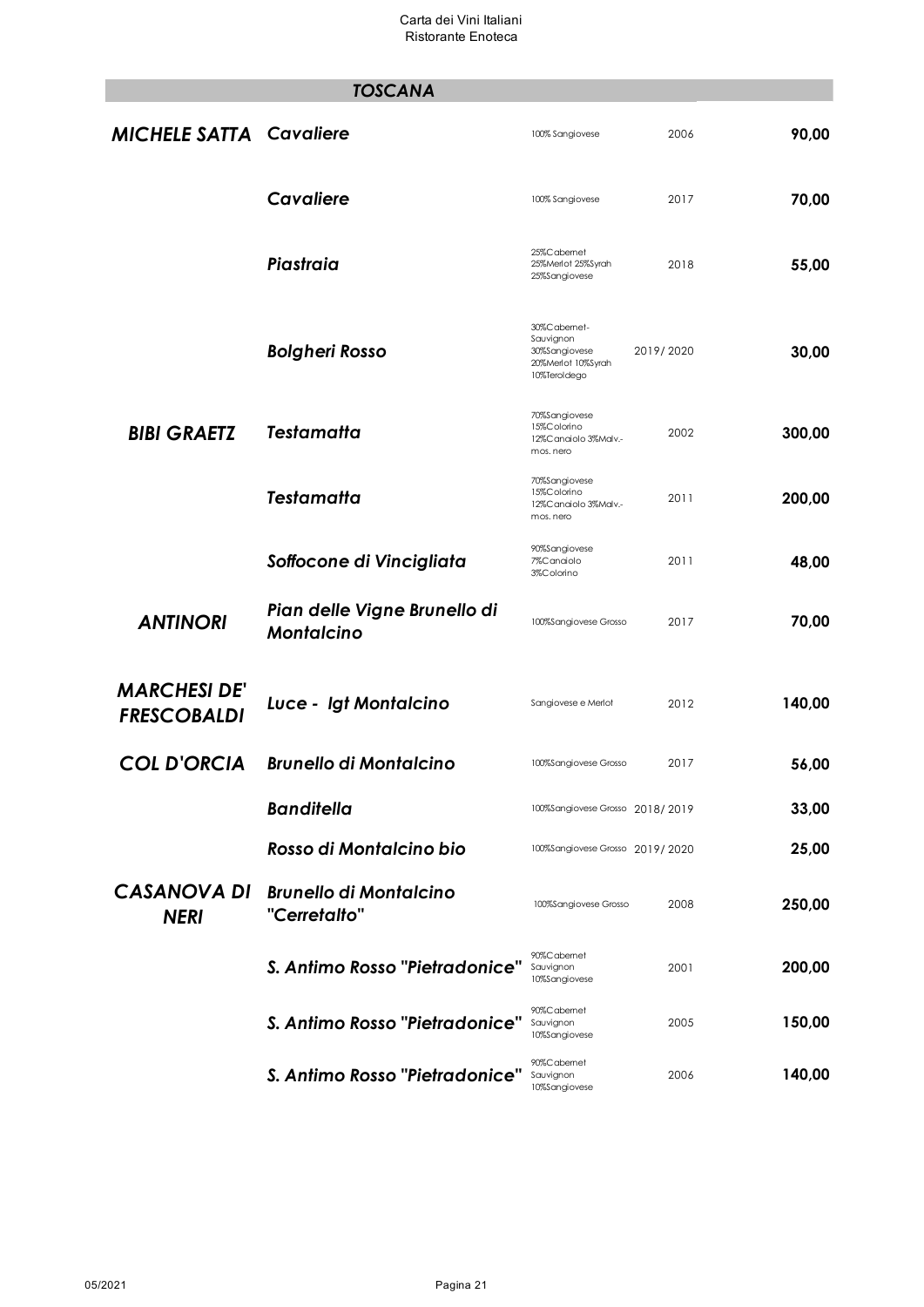## TOSCANA

| Produttore | Vino | Uvaggio | Annata | Prezzo |
|---|---|---|---|---|
| ***MICHELE SATTA*** | ***Cavaliere*** | 100% Sangiovese | 2006 | **90,00** |
| | ***Cavaliere*** | 100% Sangiovese | 2017 | **70,00** |
| | ***Piastraia*** | 25%Cabernet 25%Merlot 25%Syrah 25%Sangiovese | 2018 | **55,00** |
| | ***Bolgheri Rosso*** | 30%Cabernet-Sauvignon 30%Sangiovese 20%Merlot 10%Syrah 10%Teroldego | 2019/ 2020 | **30,00** |
| ***BIBI GRAETZ*** | ***Testamatta*** | 70%Sangiovese 15%Colorino 12%Canaiolo 3%Malv.-mos. nero | 2002 | **300,00** |
| | ***Testamatta*** | 70%Sangiovese 15%Colorino 12%Canaiolo 3%Malv.-mos. nero | 2011 | **200,00** |
| | ***Soffocone di Vincigliata*** | 90%Sangiovese 7%Canaiolo 3%Colorino | 2011 | **48,00** |
| ***ANTINORI*** | ***Pian delle Vigne Brunello di Montalcino*** | 100%Sangiovese Grosso | 2017 | **70,00** |
| ***MARCHESI DE' FRESCOBALDI*** | ***Luce - Igt Montalcino*** | Sangiovese e Merlot | 2012 | **140,00** |
| ***COL D'ORCIA*** | ***Brunello di Montalcino*** | 100%Sangiovese Grosso | 2017 | **56,00** |
| | ***Banditella*** | 100%Sangiovese Grosso | 2018/ 2019 | **33,00** |
| | ***Rosso di Montalcino bio*** | 100%Sangiovese Grosso | 2019/ 2020 | **25,00** |
| ***CASANOVA DI NERI*** | ***Brunello di Montalcino "Cerretalto"*** | 100%Sangiovese Grosso | 2008 | **250,00** |
| | ***S. Antimo Rosso "Pietradonice"*** | 90%Cabernet Sauvignon 10%Sangiovese | 2001 | **200,00** |
| | ***S. Antimo Rosso "Pietradonice"*** | 90%Cabernet Sauvignon 10%Sangiovese | 2005 | **150,00** |
| | ***S. Antimo Rosso "Pietradonice"*** | 90%Cabernet Sauvignon 10%Sangiovese | 2006 | **140,00** |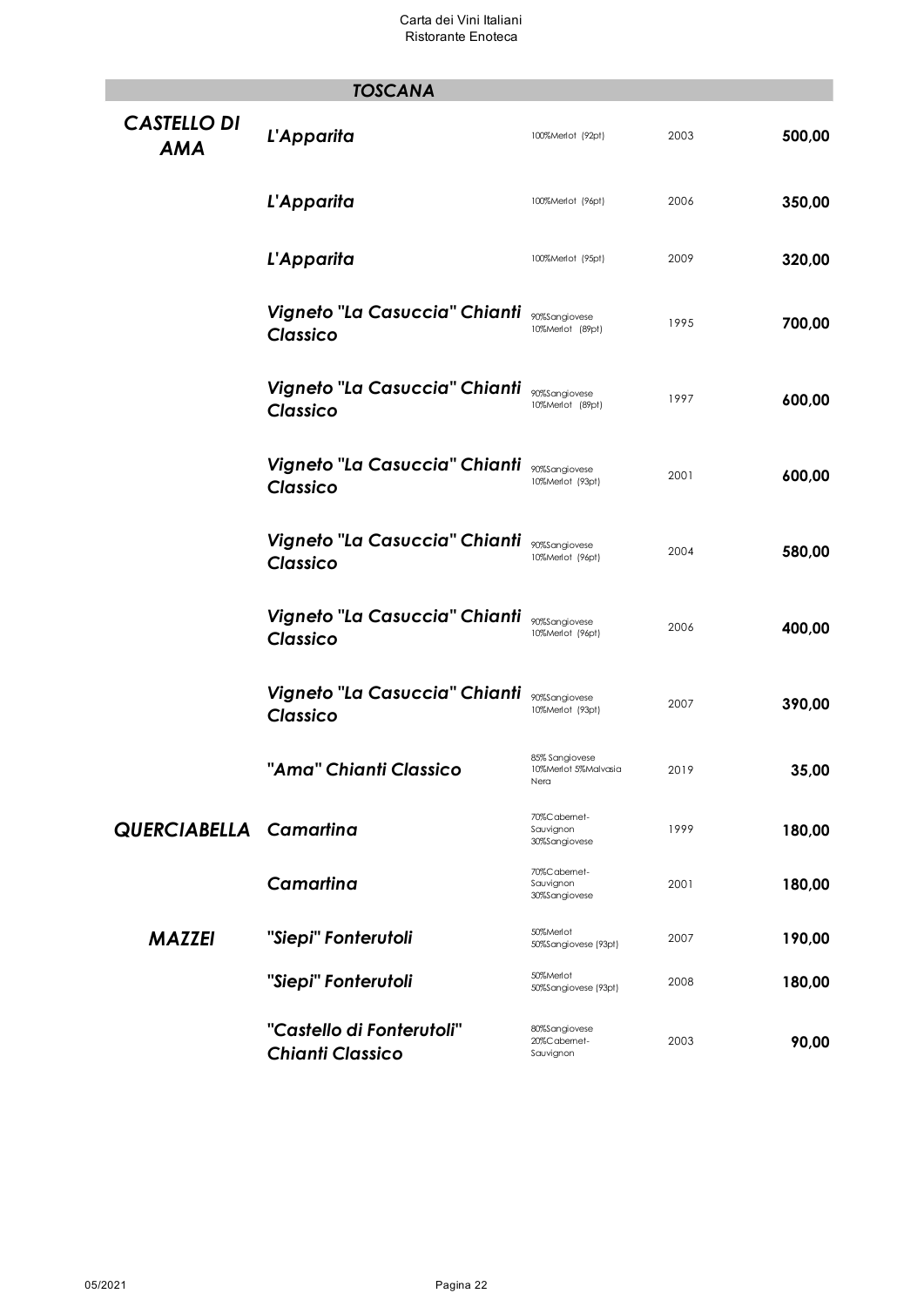## TOSCANA

| Produttore | Vino | Uvaggio | Annata | Prezzo |
|---|---|---|---|---|
| ***CASTELLO DI AMA*** | ***L'Apparita*** | 100%Merlot (92pt) | 2003 | **500,00** |
| | ***L'Apparita*** | 100%Merlot (96pt) | 2006 | **350,00** |
| | ***L'Apparita*** | 100%Merlot (95pt) | 2009 | **320,00** |
| | ***Vigneto "La Casuccia" Chianti Classico*** | 90%Sangiovese 10%Merlot (89pt) | 1995 | **700,00** |
| | ***Vigneto "La Casuccia" Chianti Classico*** | 90%Sangiovese 10%Merlot (89pt) | 1997 | **600,00** |
| | ***Vigneto "La Casuccia" Chianti Classico*** | 90%Sangiovese 10%Merlot (93pt) | 2001 | **600,00** |
| | ***Vigneto "La Casuccia" Chianti Classico*** | 90%Sangiovese 10%Merlot (96pt) | 2004 | **580,00** |
| | ***Vigneto "La Casuccia" Chianti Classico*** | 90%Sangiovese 10%Merlot (96pt) | 2006 | **400,00** |
| | ***Vigneto "La Casuccia" Chianti Classico*** | 90%Sangiovese 10%Merlot (93pt) | 2007 | **390,00** |
| | ***"Ama" Chianti Classico*** | 85% Sangiovese 10%Merlot 5%Malvasia Nera | 2019 | **35,00** |
| ***QUERCIABELLA*** | ***Camartina*** | 70%Cabernet-Sauvignon 30%Sangiovese | 1999 | **180,00** |
| | ***Camartina*** | 70%Cabernet-Sauvignon 30%Sangiovese | 2001 | **180,00** |
| ***MAZZEI*** | ***"Siepi" Fonterutoli*** | 50%Merlot 50%Sangiovese (93pt) | 2007 | **190,00** |
| | ***"Siepi" Fonterutoli*** | 50%Merlot 50%Sangiovese (93pt) | 2008 | **180,00** |
| | ***"Castello di Fonterutoli" Chianti Classico*** | 80%Sangiovese 20%Cabernet-Sauvignon | 2003 | **90,00** |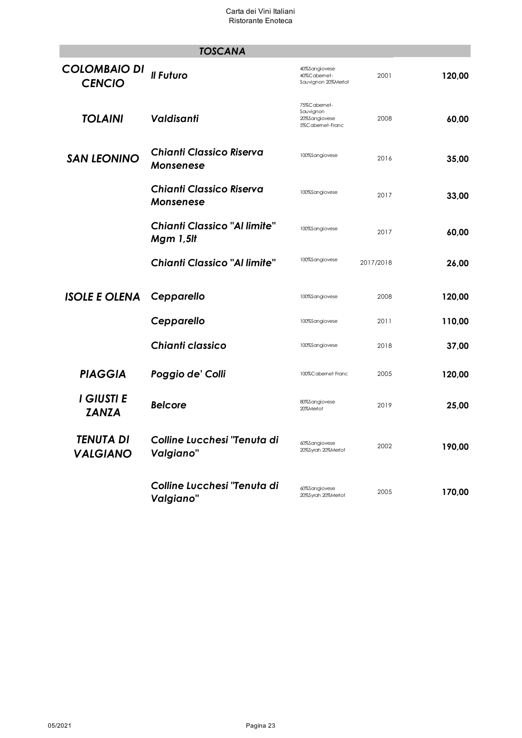## TOSCANA

| Produttore | Vino | Uvaggio | Annata | Prezzo |
|---|---|---|---|---|
| ***COLOMBAIO DI CENCIO*** | ***Il Futuro*** | 40%Sangiovese 40%Cabernet-Sauvignon 20%Merlot | 2001 | **120,00** |
| ***TOLAINI*** | ***Valdisanti*** | 75%Cabernet-Sauvignon 20%Sangiovese 5%Cabernet-Franc | 2008 | **60,00** |
| ***SAN LEONINO*** | ***Chianti Classico Riserva Monsenese*** | 100%Sangiovese | 2016 | **35,00** |
| | ***Chianti Classico Riserva Monsenese*** | 100%Sangiovese | 2017 | **33,00** |
| | ***Chianti Classico "Al limite" Mgm 1,5lt*** | 100%Sangiovese | 2017 | **60,00** |
| | ***Chianti Classico "Al limite"*** | 100%Sangiovese | 2017/2018 | **26,00** |
| ***ISOLE E OLENA*** | ***Cepparello*** | 100%Sangiovese | 2008 | **120,00** |
| | ***Cepparello*** | 100%Sangiovese | 2011 | **110,00** |
| | ***Chianti classico*** | 100%Sangiovese | 2018 | **37,00** |
| ***PIAGGIA*** | ***Poggio de' Colli*** | 100%Cabernet Franc | 2005 | **120,00** |
| ***I GIUSTI E ZANZA*** | ***Belcore*** | 80%Sangiovese 20%Merlot | 2019 | **25,00** |
| ***TENUTA DI VALGIANO*** | ***Colline Lucchesi "Tenuta di Valgiano"*** | 60%Sangiovese 20%Syrah 20%Merlot | 2002 | **190,00** |
| | ***Colline Lucchesi "Tenuta di Valgiano"*** | 60%Sangiovese 20%Syrah 20%Merlot | 2005 | **170,00** |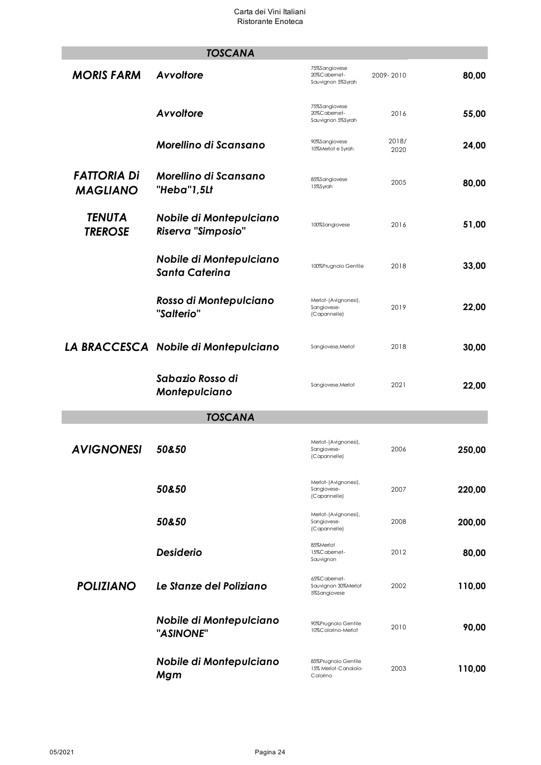## TOSCANA

| Produttore | Vino | Uvaggio | Annata | Prezzo |
|---|---|---|---|---|
| ***MORIS FARM*** | ***Avvoltore*** | 75%Sangiovese 20%Cabernet-Sauvignon 5%Syrah | 2009- 2010 | **80,00** |
| | ***Avvoltore*** | 75%Sangiovese 20%Cabernet-Sauvignon 5%Syrah | 2016 | **55,00** |
| | ***Morellino di Scansano*** | 90%Sangiovese 10%Merlot e Syrah | 2018/ 2020 | **24,00** |
| ***FATTORIA Di MAGLIANO*** | ***Morellino di Scansano "Heba"1,5Lt*** | 85%Sangiovese 15%Syrah | 2005 | **80,00** |
| ***TENUTA TREROSE*** | ***Nobile di Montepulciano Riserva "Simposio"*** | 100%Sangiovese | 2016 | **51,00** |
| | ***Nobile di Montepulciano Santa Caterina*** | 100%Prugnolo Gentile | 2018 | **33,00** |
| | ***Rosso di Montepulciano "Salterio"*** | Merlot-(Avignonesi), Sangiovese-(Capannelle) | 2019 | **22,00** |
| ***LA BRACCESCA*** | ***Nobile di Montepulciano*** | Sangiovese,Merlot | 2018 | **30,00** |
| | ***Sabazio Rosso di Montepulciano*** | Sangiovese,Merlot | 2021 | **22,00** |

## TOSCANA

| Produttore | Vino | Uvaggio | Annata | Prezzo |
|---|---|---|---|---|
| ***AVIGNONESI*** | ***50&50*** | Merlot-(Avignonesi), Sangiovese-(Capannelle) | 2006 | **250,00** |
| | ***50&50*** | Merlot-(Avignonesi), Sangiovese-(Capannelle) | 2007 | **220,00** |
| | ***50&50*** | Merlot-(Avignonesi), Sangiovese-(Capannelle) | 2008 | **200,00** |
| | ***Desiderio*** | 85%Merlot 15%Cabernet-Sauvignon | 2012 | **80,00** |
| ***POLIZIANO*** | ***Le Stanze del Poliziano*** | 65%Cabernet-Sauvignon 30%Merlot 5%Sangiovese | 2002 | **110,00** |
| | ***Nobile di Montepulciano "ASINONE"*** | 90%Prugnolo Gentile 10%Colorino-Merlot | 2010 | **90,00** |
| | ***Nobile di Montepulciano Mgm*** | 85%Prugnolo Gentile 15% Merlot-Canaiolo-Colorino | 2003 | **110,00** |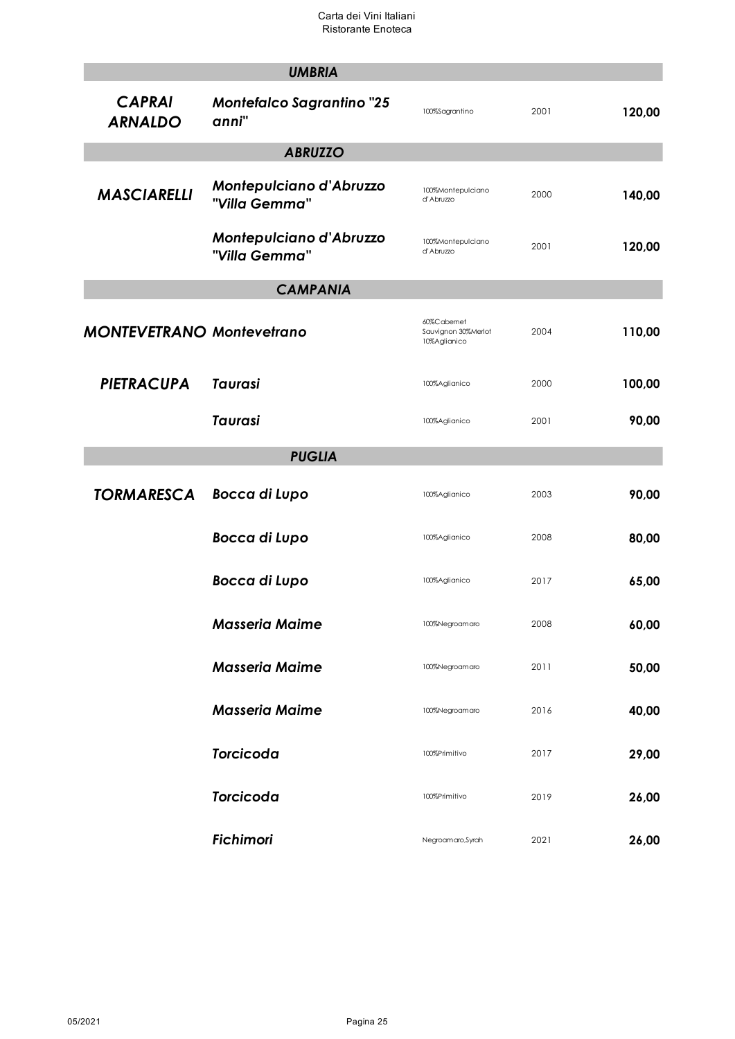| | | | | |
|---|---|---|---|---|
| | **UMBRIA** | | | |
| ***CAPRAI ARNALDO*** | ***Montefalco Sagrantino "25 anni"*** | 100%Sagrantino | 2001 | **120,00** |
| | **ABRUZZO** | | | |
| ***MASCIARELLI*** | ***Montepulciano d'Abruzzo "Villa Gemma"*** | 100%Montepulciano d'Abruzzo | 2000 | **140,00** |
| | ***Montepulciano d'Abruzzo "Villa Gemma"*** | 100%Montepulciano d'Abruzzo | 2001 | **120,00** |
| | **CAMPANIA** | | | |
| ***MONTEVETRANO*** | ***Montevetrano*** | 60%Cabernet Sauvignon 30%Merlot 10%Aglianico | 2004 | **110,00** |
| ***PIETRACUPA*** | ***Taurasi*** | 100%Aglianico | 2000 | **100,00** |
| | ***Taurasi*** | 100%Aglianico | 2001 | **90,00** |
| | **PUGLIA** | | | |
| ***TORMARESCA*** | ***Bocca di Lupo*** | 100%Aglianico | 2003 | **90,00** |
| | ***Bocca di Lupo*** | 100%Aglianico | 2008 | **80,00** |
| | ***Bocca di Lupo*** | 100%Aglianico | 2017 | **65,00** |
| | ***Masseria Maime*** | 100%Negroamaro | 2008 | **60,00** |
| | ***Masseria Maime*** | 100%Negroamaro | 2011 | **50,00** |
| | ***Masseria Maime*** | 100%Negroamaro | 2016 | **40,00** |
| | ***Torcicoda*** | 100%Primitivo | 2017 | **29,00** |
| | ***Torcicoda*** | 100%Primitivo | 2019 | **26,00** |
| | ***Fichimori*** | Negroamaro,Syrah | 2021 | **26,00** |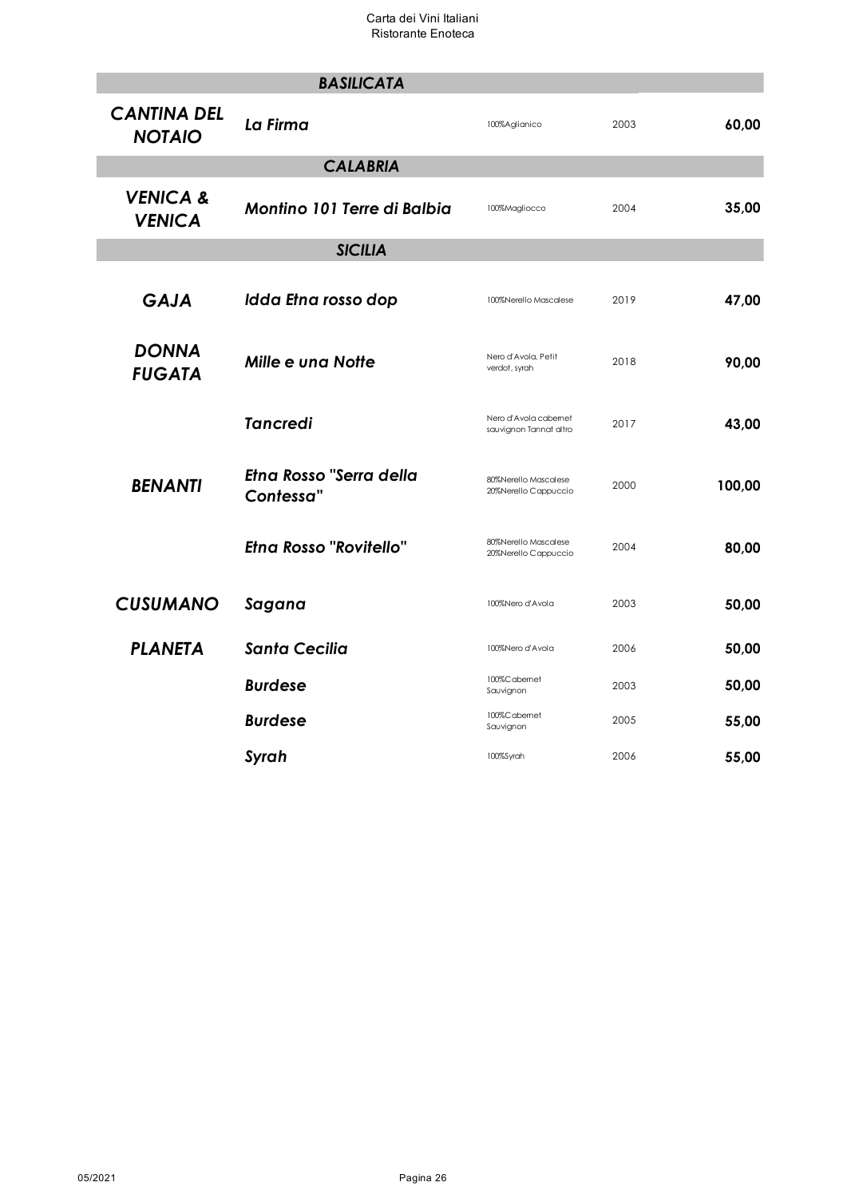| | | | | |
|---|---|---|---|---|
| | ***BASILICATA*** | | | |
| ***CANTINA DEL NOTAIO*** | ***La Firma*** | 100%Aglianico | 2003 | **60,00** |
| | ***CALABRIA*** | | | |
| ***VENICA & VENICA*** | ***Montino 101 Terre di Balbia*** | 100%Magliocco | 2004 | **35,00** |
| | ***SICILIA*** | | | |
| ***GAJA*** | ***Idda Etna rosso dop*** | 100%Nerello Mascalese | 2019 | **47,00** |
| ***DONNA FUGATA*** | ***Mille e una Notte*** | Nero d'Avola, Petit verdot, syrah | 2018 | **90,00** |
| | ***Tancredi*** | Nero d'Avola cabernet sauvignon Tannat altro | 2017 | **43,00** |
| ***BENANTI*** | ***Etna Rosso "Serra della Contessa"*** | 80%Nerello Mascalese 20%Nerello Cappuccio | 2000 | **100,00** |
| | ***Etna Rosso "Rovitello"*** | 80%Nerello Mascalese 20%Nerello Cappuccio | 2004 | **80,00** |
| ***CUSUMANO*** | ***Sagana*** | 100%Nero d'Avola | 2003 | **50,00** |
| ***PLANETA*** | ***Santa Cecilia*** | 100%Nero d'Avola | 2006 | **50,00** |
| | ***Burdese*** | 100%Cabernet Sauvignon | 2003 | **50,00** |
| | ***Burdese*** | 100%Cabernet Sauvignon | 2005 | **55,00** |
| | ***Syrah*** | 100%Syrah | 2006 | **55,00** |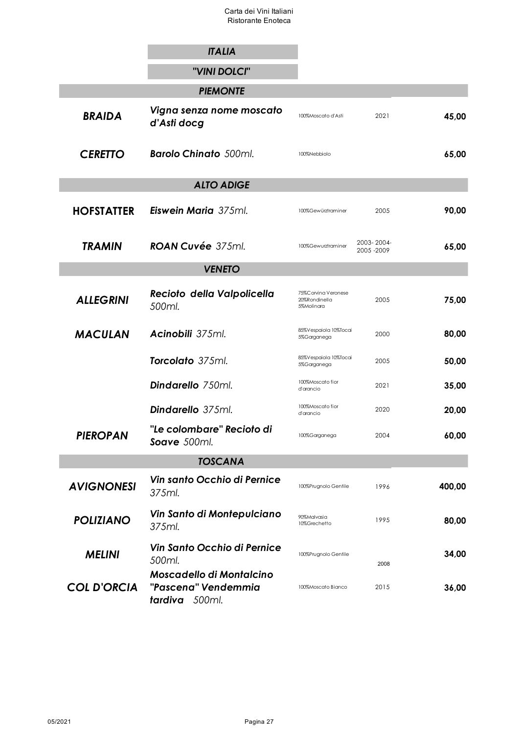## ITALIA

### "VINI DOLCI"

| Produttore | Vino | Uvaggio | Annata | Prezzo |
|---|---|---|---|---|
| **PIEMONTE** | | | | |
| ***BRAIDA*** | ***Vigna senza nome moscato d'Asti docg*** | 100%Moscato d'Asti | 2021 | **45,00** |
| ***CERETTO*** | ***Barolo Chinato*** *500ml.* | 100%Nebbiolo | | **65,00** |
| **ALTO ADIGE** | | | | |
| **HOFSTATTER** | ***Eiswein Maria*** *375ml.* | 100%Gewürztraminer | 2005 | **90,00** |
| ***TRAMIN*** | ***ROAN Cuvée*** *375ml.* | 100%Gewurztraminer | 2003- 2004- 2005 -2009 | **65,00** |
| **VENETO** | | | | |
| ***ALLEGRINI*** | ***Recioto della Valpolicella*** *500ml.* | 75%Corvina Veronese 20%Rondinella 5%Molinara | 2005 | **75,00** |
| ***MACULAN*** | ***Acinobili*** *375ml.* | 85%Vespaiola 10%Tocai 5%Garganega | 2000 | **80,00** |
| | ***Torcolato*** *375ml.* | 85%Vespaiola 10%Tocai 5%Garganega | 2005 | **50,00** |
| | ***Dindarello*** *750ml.* | 100%Moscato fior d'arancio | 2021 | **35,00** |
| | ***Dindarello*** *375ml.* | 100%Moscato fior d'arancio | 2020 | **20,00** |
| ***PIEROPAN*** | ***"Le colombare" Recioto di Soave*** *500ml.* | 100%Garganega | 2004 | **60,00** |
| **TOSCANA** | | | | |
| ***AVIGNONESI*** | ***Vin santo Occhio di Pernice*** *375ml.* | 100%Prugnolo Gentile | 1996 | **400,00** |
| ***POLIZIANO*** | ***Vin Santo di Montepulciano*** *375ml.* | 90%Malvasia 10%Grechetto | 1995 | **80,00** |
| ***MELINI*** | ***Vin Santo Occhio di Pernice*** *500ml.* | 100%Prugnolo Gentile | 2008 | **34,00** |
| ***COL D'ORCIA*** | ***Moscadello di Montalcino "Pascena" Vendemmia tardiva*** *500ml.* | 100%Moscato Bianco | 2015 | **36,00** |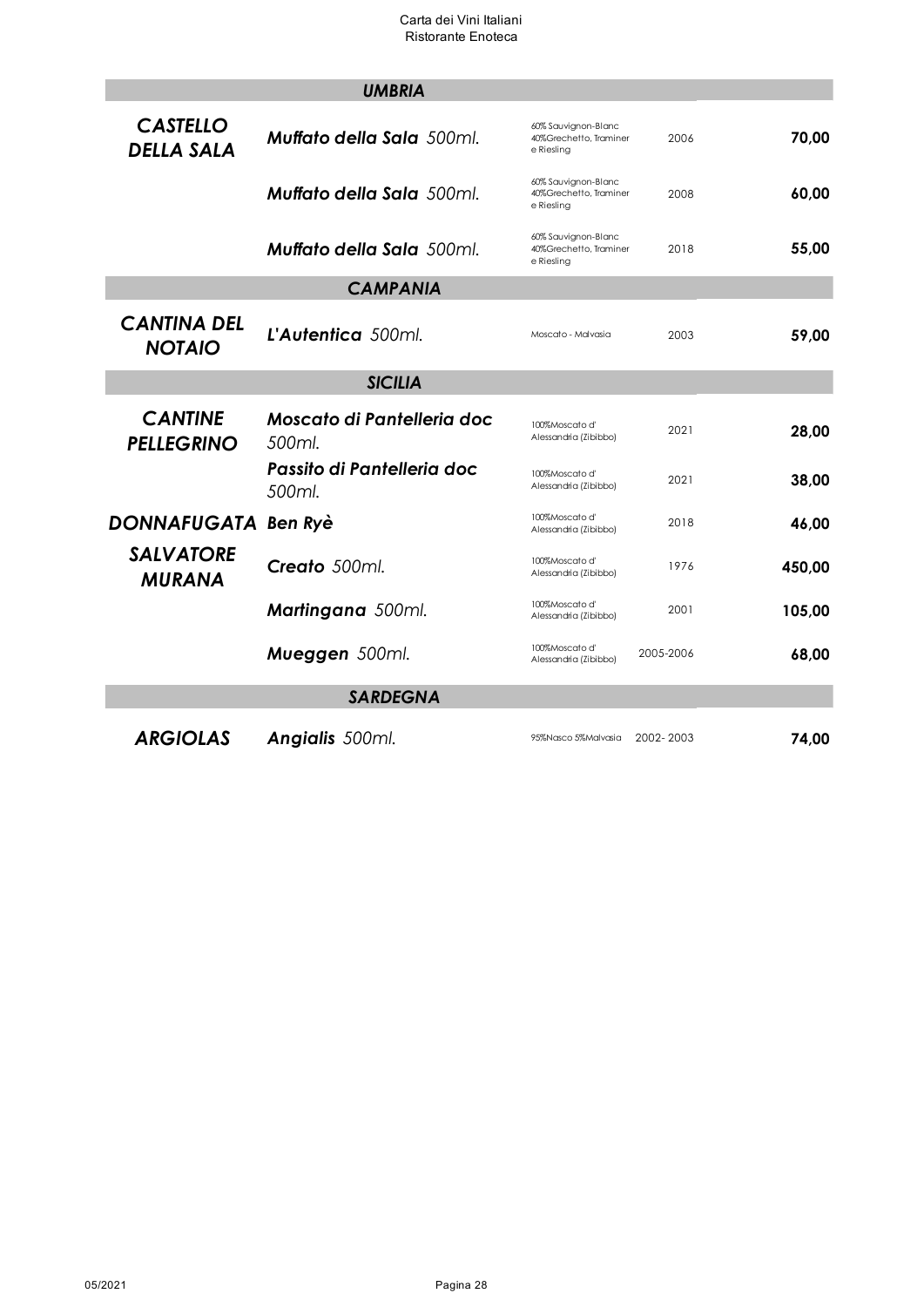| | | | | |
|---|---|---|---|---|
| | ***UMBRIA*** | | | |
| ***CASTELLO DELLA SALA*** | ***Muffato della Sala*** *500ml.* | 60% Sauvignon-Blanc 40%Grechetto, Traminer e Riesling | 2006 | **70,00** |
| | ***Muffato della Sala*** *500ml.* | 60% Sauvignon-Blanc 40%Grechetto, Traminer e Riesling | 2008 | **60,00** |
| | ***Muffato della Sala*** *500ml.* | 60% Sauvignon-Blanc 40%Grechetto, Traminer e Riesling | 2018 | **55,00** |
| | ***CAMPANIA*** | | | |
| ***CANTINA DEL NOTAIO*** | ***L'Autentica*** *500ml.* | Moscato - Malvasia | 2003 | **59,00** |
| | ***SICILIA*** | | | |
| ***CANTINE PELLEGRINO*** | ***Moscato di Pantelleria doc*** *500ml.* | 100%Moscato d' Alessandria (Zibibbo) | 2021 | **28,00** |
| | ***Passito di Pantelleria doc*** *500ml.* | 100%Moscato d' Alessandria (Zibibbo) | 2021 | **38,00** |
| ***DONNAFUGATA*** | ***Ben Ryè*** | 100%Moscato d' Alessandria (Zibibbo) | 2018 | **46,00** |
| ***SALVATORE MURANA*** | ***Creato*** *500ml.* | 100%Moscato d' Alessandria (Zibibbo) | 1976 | **450,00** |
| | ***Martingana*** *500ml.* | 100%Moscato d' Alessandria (Zibibbo) | 2001 | **105,00** |
| | ***Mueggen*** *500ml.* | 100%Moscato d' Alessandria (Zibibbo) | 2005-2006 | **68,00** |
| | ***SARDEGNA*** | | | |
| ***ARGIOLAS*** | ***Angialis*** *500ml.* | 95%Nasco 5%Malvasia | 2002- 2003 | **74,00** |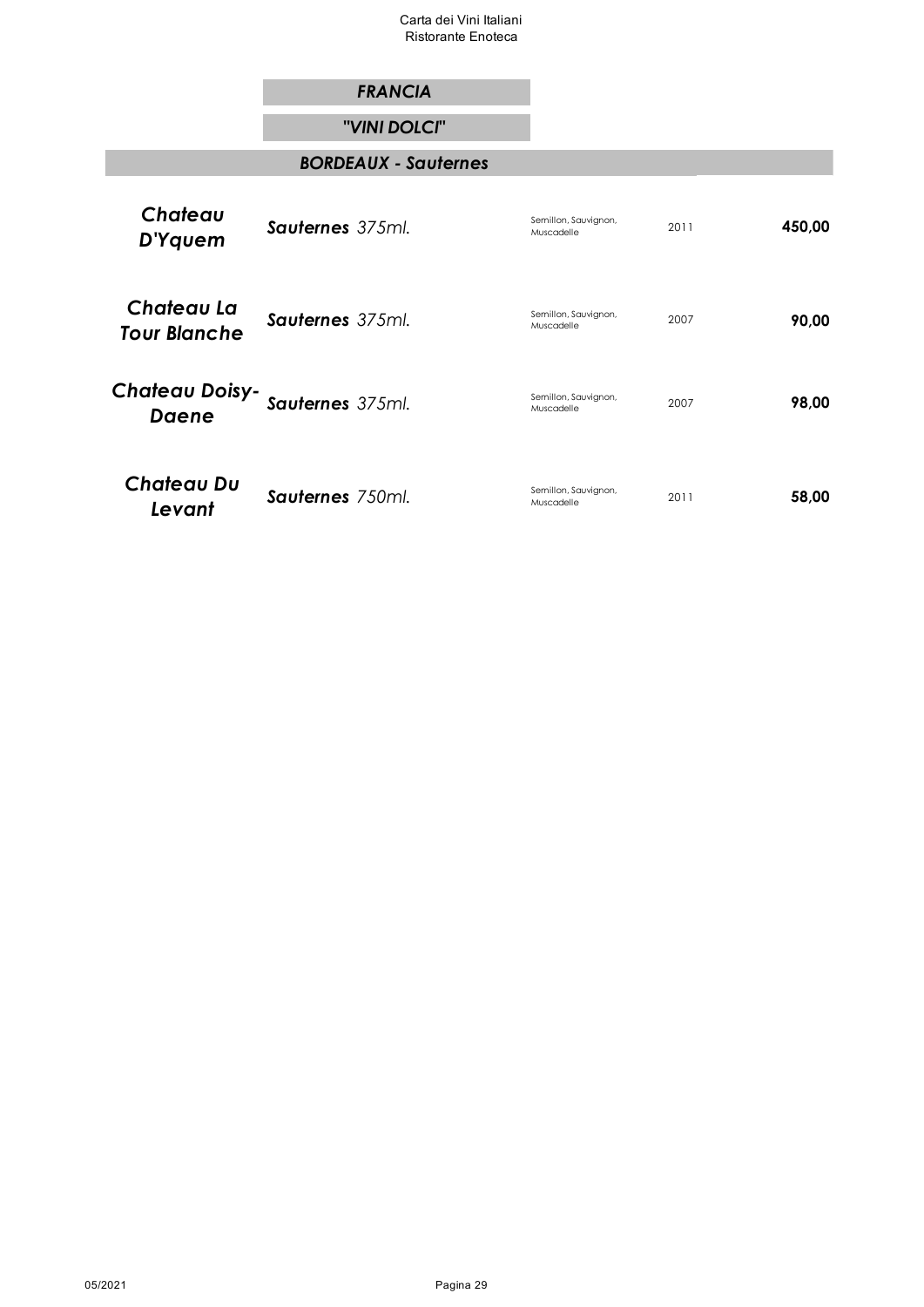## *FRANCIA*

## *"VINI DOLCI"*

### *BORDEAUX - Sauternes*

| | | | | |
|---|---|---|---|---|
| ***Chateau D'Yquem*** | ***Sauternes*** *375ml.* | Semillon, Sauvignon, Muscadelle | 2011 | **450,00** |
| ***Chateau La Tour Blanche*** | ***Sauternes*** *375ml.* | Semillon, Sauvignon, Muscadelle | 2007 | **90,00** |
| ***Chateau Doisy-Daene*** | ***Sauternes*** *375ml.* | Semillon, Sauvignon, Muscadelle | 2007 | **98,00** |
| ***Chateau Du Levant*** | ***Sauternes*** *750ml.* | Semillon, Sauvignon, Muscadelle | 2011 | **58,00** |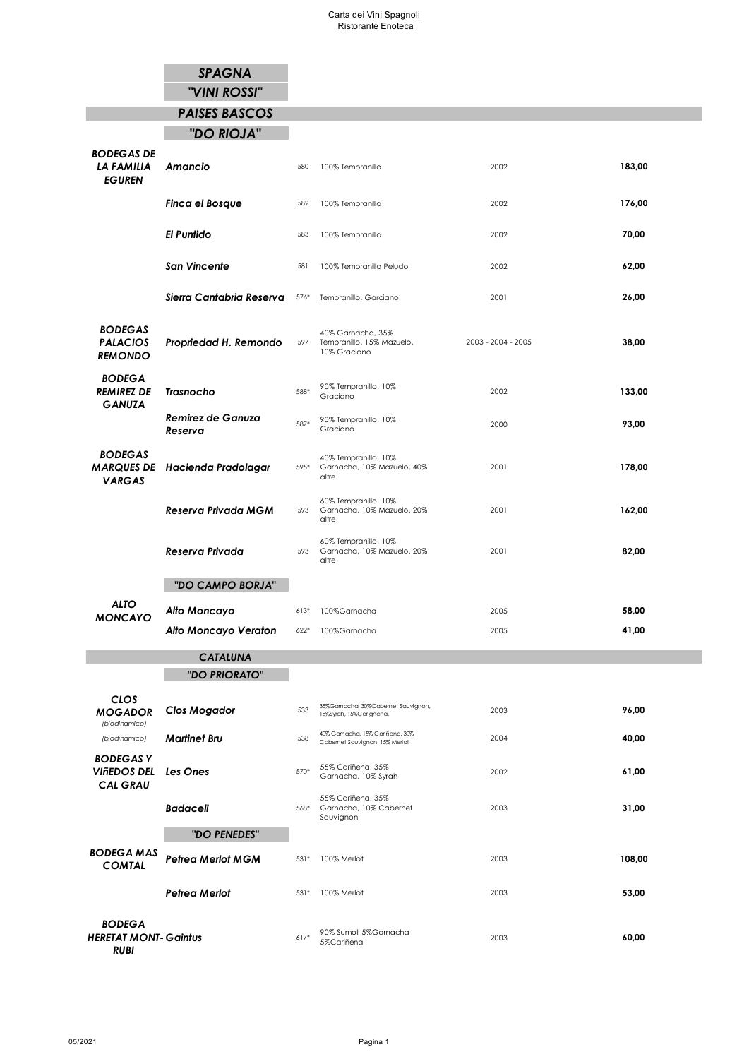Carta dei Vini Spagnoli
Ristorante Enoteca

## *SPAGNA*

## *"VINI ROSSI"*

### *PAISES BASCOS*

#### *"DO RIOJA"*

| Produttore | Vino | N. | Uvaggio | Annata | Prezzo |
|---|---|---|---|---|---|
| ***BODEGAS DE LA FAMILIA EGUREN*** | ***Amancio*** | 580 | 100% Tempranillo | 2002 | **183,00** |
| | ***Finca el Bosque*** | 582 | 100% Tempranillo | 2002 | **176,00** |
| | ***El Puntido*** | 583 | 100% Tempranillo | 2002 | **70,00** |
| | ***San Vincente*** | 581 | 100% Tempranillo Peludo | 2002 | **62,00** |
| | ***Sierra Cantabria Reserva*** | 576* | Tempranillo, Garciano | 2001 | **26,00** |
| ***BODEGAS PALACIOS REMONDO*** | ***Propriedad H. Remondo*** | 597 | 40% Garnacha, 35% Tempranillo, 15% Mazuelo, 10% Graciano | 2003 - 2004 - 2005 | **38,00** |
| ***BODEGA REMIREZ DE GANUZA*** | ***Trasnocho*** | 588* | 90% Tempranillo, 10% Graciano | 2002 | **133,00** |
| | ***Remirez de Ganuza Reserva*** | 587* | 90% Tempranillo, 10% Graciano | 2000 | **93,00** |
| ***BODEGAS MARQUES DE VARGAS*** | ***Hacienda Pradolagar*** | 595* | 40% Tempranillo, 10% Garnacha, 10% Mazuelo, 40% altre | 2001 | **178,00** |
| | ***Reserva Privada MGM*** | 593 | 60% Tempranillo, 10% Garnacha, 10% Mazuelo, 20% altre | 2001 | **162,00** |
| | ***Reserva Privada*** | 593 | 60% Tempranillo, 10% Garnacha, 10% Mazuelo, 20% altre | 2001 | **82,00** |

#### *"DO CAMPO BORJA"*

| Produttore | Vino | N. | Uvaggio | Annata | Prezzo |
|---|---|---|---|---|---|
| ***ALTO MONCAYO*** | ***Alto Moncayo*** | 613* | 100%Garnacha | 2005 | **58,00** |
| | ***Alto Moncayo Veraton*** | 622* | 100%Garnacha | 2005 | **41,00** |

### *CATALUNA*

#### *"DO PRIORATO"*

| Produttore | Vino | N. | Uvaggio | Annata | Prezzo |
|---|---|---|---|---|---|
| ***CLOS MOGADOR*** *(biodinamico)* | ***Clos Mogador*** | 533 | 35%Garnacha, 30%Cabernet Sauvignon, 18%Syrah, 15%Carignena. | 2003 | **96,00** |
| *(biodinamico)* | ***Martinet Bru*** | 538 | 40% Garnacha, 15% Cariñena, 30% Cabernet Sauvignon, 15% Merlot | 2004 | **40,00** |
| ***BODEGAS Y VIñEDOS DEL CAL GRAU*** | ***Les Ones*** | 570* | 55% Cariñena, 35% Garnacha, 10% Syrah | 2002 | **61,00** |
| | ***Badaceli*** | 568* | 55% Cariñena, 35% Garnacha, 10% Cabernet Sauvignon | 2003 | **31,00** |

#### *"DO PENEDES"*

| Produttore | Vino | N. | Uvaggio | Annata | Prezzo |
|---|---|---|---|---|---|
| ***BODEGA MAS COMTAL*** | ***Petrea Merlot MGM*** | 531* | 100% Merlot | 2003 | **108,00** |
| | ***Petrea Merlot*** | 531* | 100% Merlot | 2003 | **53,00** |
| ***BODEGA HERETAT MONT-RUBI*** | ***Gaintus*** | 617* | 90% Sumoll 5%Garnacha 5%Cariñena | 2003 | **60,00** |

05/2021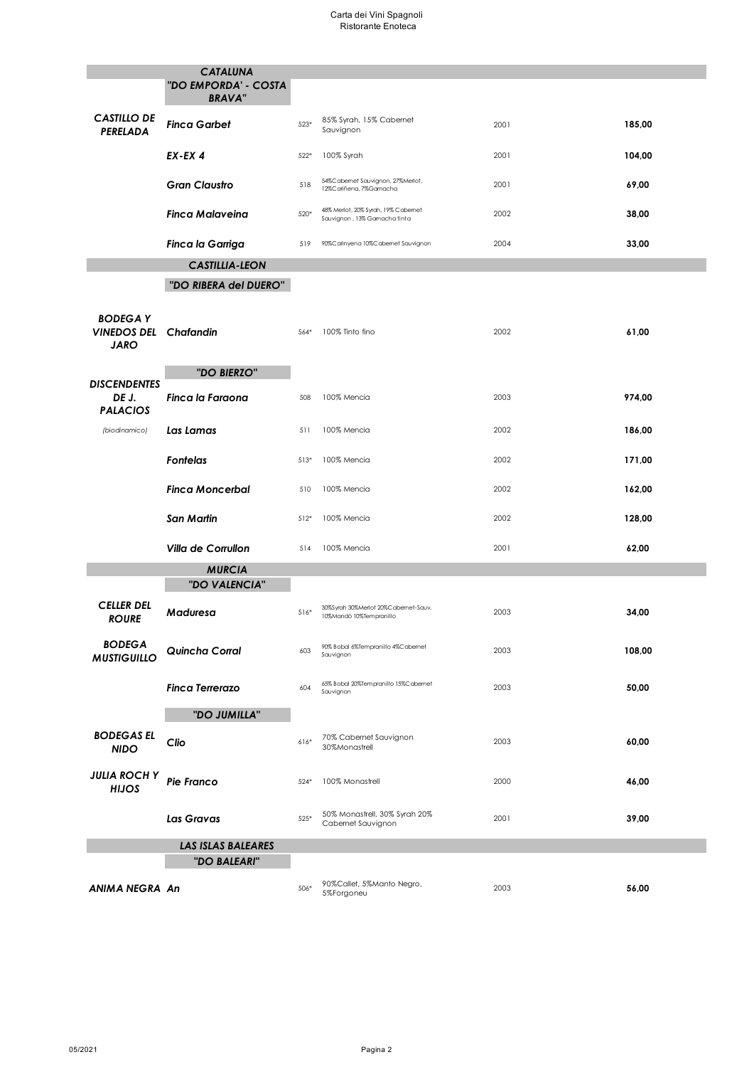Carta dei Vini Spagnoli
Ristorante Enoteca

| | | | | | |
|---|---|---|---|---|---|
| | ***CATALUNA*** | | | | |
| | ***"DO EMPORDA' - COSTA BRAVA"*** | | | | |
| ***CASTILLO DE PERELADA*** | ***Finca Garbet*** | 523* | 85% Syrah, 15% Cabernet Sauvignon | 2001 | **185,00** |
| | ***EX-EX 4*** | 522* | 100% Syrah | 2001 | **104,00** |
| | ***Gran Claustro*** | 518 | 54%Cabernet Sauvignon, 27%Merlot, 12%Cariñena, 7%Garnacha | 2001 | **69,00** |
| | ***Finca Malaveina*** | 520* | 48% Merlot, 20% Syrah, 19% Cabernet Sauvignon , 13% Garnacha tinta | 2002 | **38,00** |
| | ***Finca la Garriga*** | 519 | 90%Carinyena 10%Cabernet Sauvignon | 2004 | **33,00** |
| | ***CASTILLIA-LEON*** | | | | |
| | ***"DO RIBERA del DUERO"*** | | | | |
| ***BODEGA Y VINEDOS DEL JARO*** | ***Chafandin*** | 564* | 100% Tinto fino | 2002 | **61,00** |
| | ***"DO BIERZO"*** | | | | |
| ***DISCENDENTES DE J. PALACIOS*** | ***Finca la Faraona*** | 508 | 100% Mencia | 2003 | **974,00** |
| *(biodinamico)* | ***Las Lamas*** | 511 | 100% Mencia | 2002 | **186,00** |
| | ***Fontelas*** | 513* | 100% Mencia | 2002 | **171,00** |
| | ***Finca Moncerbal*** | 510 | 100% Mencia | 2002 | **162,00** |
| | ***San Martin*** | 512* | 100% Mencia | 2002 | **128,00** |
| | ***Villa de Corrullon*** | 514 | 100% Mencia | 2001 | **62,00** |
| | ***MURCIA*** | | | | |
| | ***"DO VALENCIA"*** | | | | |
| ***CELLER DEL ROURE*** | ***Maduresa*** | 516* | 30%Syrah 30%Merlot 20%Cabernet-Sauv. 10%Mandò 10%Tempranillo | 2003 | **34,00** |
| ***BODEGA MUSTIGUILLO*** | ***Quincha Corral*** | 603 | 90% Bobal 6%Tempranillo 4%Cabernet Sauvignon | 2003 | **108,00** |
| | ***Finca Terrerazo*** | 604 | 65% Bobal 20%Tempranillo 15%Cabernet Sauvignon | 2003 | **50,00** |
| | ***"DO JUMILLA"*** | | | | |
| ***BODEGAS EL NIDO*** | ***Clio*** | 616* | 70% Cabernet Sauvignon 30%Monastrell | 2003 | **60,00** |
| ***JULIA ROCH Y HIJOS*** | ***Pie Franco*** | 524* | 100% Monastrell | 2000 | **46,00** |
| | ***Las Gravas*** | 525* | 50% Monastrell, 30% Syrah 20% Cabernet Sauvignon | 2001 | **39,00** |
| | ***LAS ISLAS BALEARES*** | | | | |
| | ***"DO BALEARI"*** | | | | |
| ***ANIMA NEGRA*** | ***An*** | 506* | 90%Callet, 5%Manto Negro, 5%Forgoneu | 2003 | **56,00** |

05/2021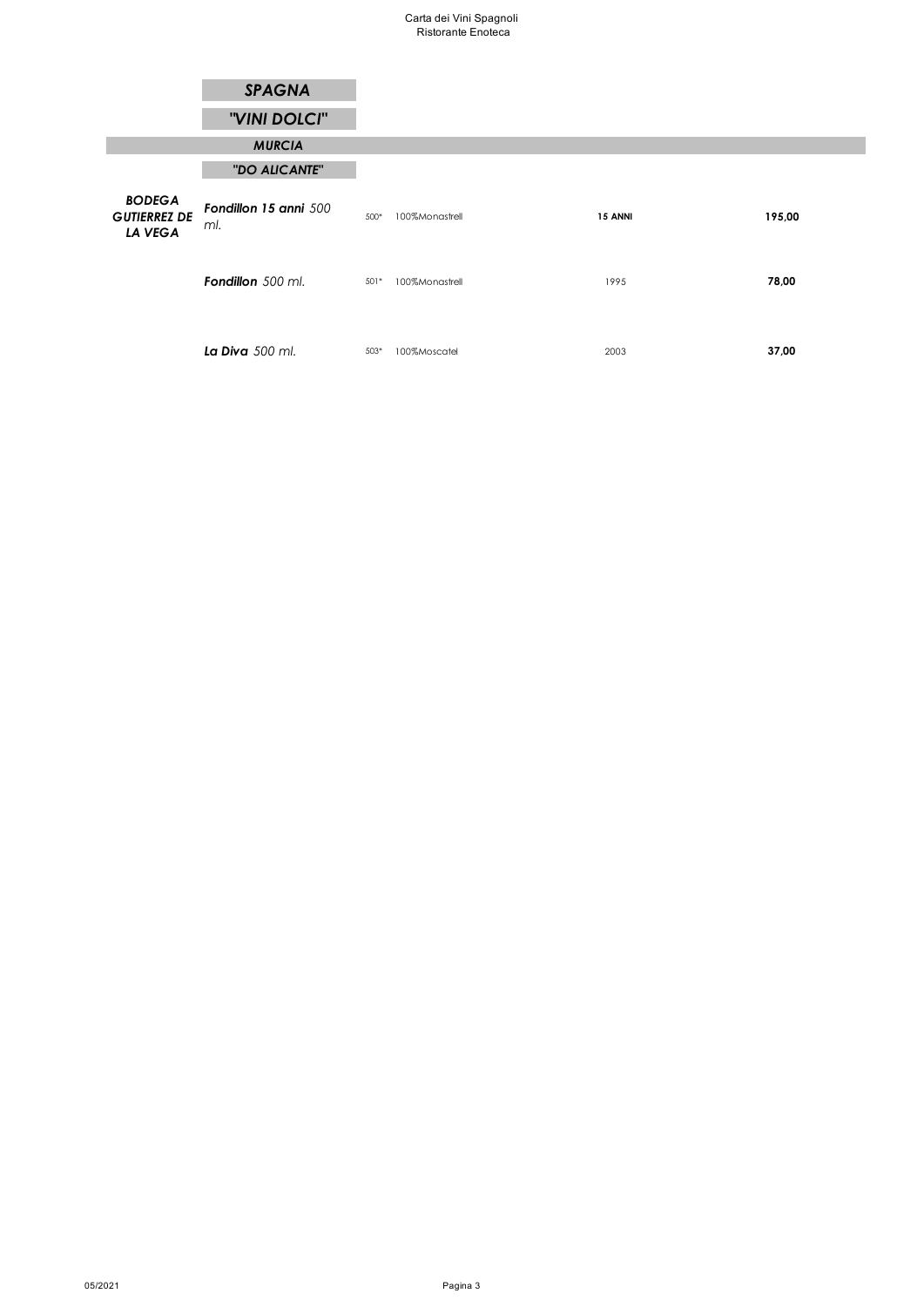***SPAGNA***

***"VINI DOLCI"***

***MURCIA***

***"DO ALICANTE"***

| | | | | | |
|---|---|---|---|---|---|
| ***BODEGA GUTIERREZ DE LA VEGA*** | ***Fondillon 15 anni*** *500 ml.* | 500* | 100%Monastrell | **15 ANNI** | **195,00** |
| | ***Fondillon*** *500 ml.* | 501* | 100%Monastrell | 1995 | **78,00** |
| | ***La Diva*** *500 ml.* | 503* | 100%Moscatel | 2003 | **37,00** |